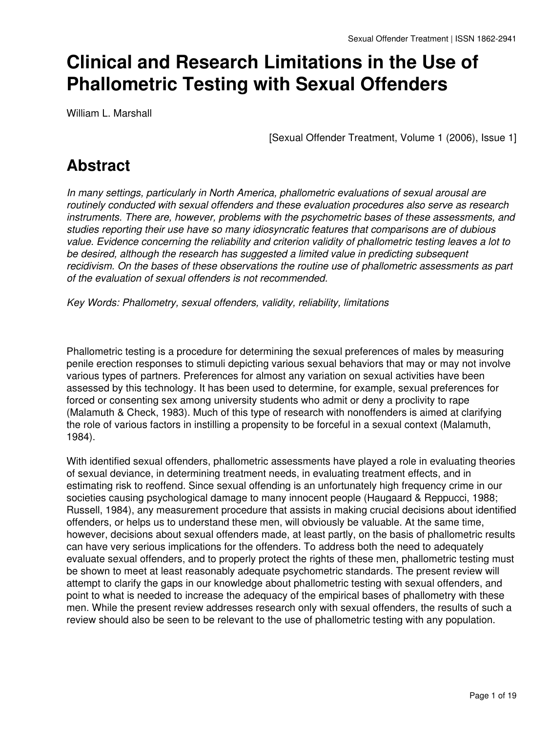# Clinical and Research Limitations in the Use of Phallometric Testing with Sexual Offenders

William L. Marshall

[Sexual Offender Treatment, Volume 1 (2006), Issue 1]

## Abstract

*In many settings, particularly in North America, phallometric evaluations of sexual arousal are routinely conducted with sexual offenders and these evaluation procedures also serve as research instruments. There are, however, problems with the psychometric bases of these assessments, and studies reporting their use have so many idiosyncratic features that comparisons are of dubious value. Evidence concerning the reliability and criterion validity of phallometric testing leaves a lot to be desired, although the research has suggested a limited value in predicting subsequent recidivism. On the bases of these observations the routine use of phallometric assessments as part of the evaluation of sexual offenders is not recommended.*

*Key Words: Phallometry, sexual offenders, validity, reliability, limitations*

Phallometric testing is a procedure for determining the sexual preferences of males by measuring penile erection responses to stimuli depicting various sexual behaviors that may or may not involve various types of partners. Preferences for almost any variation on sexual activities have been assessed by this technology. It has been used to determine, for example, sexual preferences for forced or consenting sex among university students who admit or deny a proclivity to rape (Malamuth & Check, 1983). Much of this type of research with nonoffenders is aimed at clarifying the role of various factors in instilling a propensity to be forceful in a sexual context (Malamuth, 1984).

With identified sexual offenders, phallometric assessments have played a role in evaluating theories of sexual deviance, in determining treatment needs, in evaluating treatment effects, and in estimating risk to reoffend. Since sexual offending is an unfortunately high frequency crime in our societies causing psychological damage to many innocent people (Haugaard & Reppucci, 1988; Russell, 1984), any measurement procedure that assists in making crucial decisions about identified offenders, or helps us to understand these men, will obviously be valuable. At the same time, however, decisions about sexual offenders made, at least partly, on the basis of phallometric results can have very serious implications for the offenders. To address both the need to adequately evaluate sexual offenders, and to properly protect the rights of these men, phallometric testing must be shown to meet at least reasonably adequate psychometric standards. The present review will attempt to clarify the gaps in our knowledge about phallometric testing with sexual offenders, and point to what is needed to increase the adequacy of the empirical bases of phallometry with these men. While the present review addresses research only with sexual offenders, the results of such a review should also be seen to be relevant to the use of phallometric testing with any population.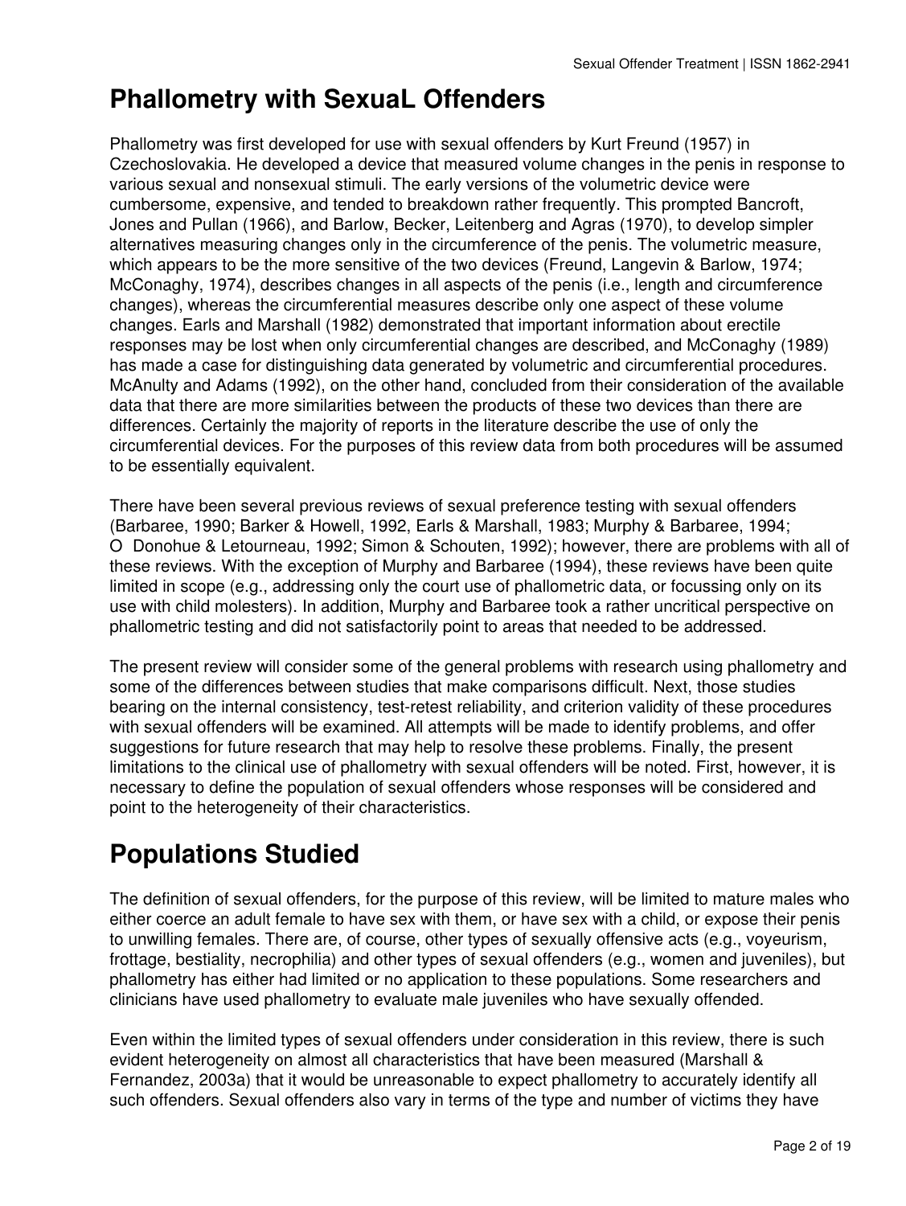# Phallometry with SexuaL Offenders

Phallometry was first developed for use with sexual offenders by Kurt Freund (1957) in Czechoslovakia. He developed a device that measured volume changes in the penis in response to various sexual and nonsexual stimuli. The early versions of the volumetric device were cumbersome, expensive, and tended to breakdown rather frequently. This prompted Bancroft, Jones and Pullan (1966), and Barlow, Becker, Leitenberg and Agras (1970), to develop simpler alternatives measuring changes only in the circumference of the penis. The volumetric measure, which appears to be the more sensitive of the two devices (Freund, Langevin & Barlow, 1974; McConaghy, 1974), describes changes in all aspects of the penis (i.e., length and circumference changes), whereas the circumferential measures describe only one aspect of these volume changes. Earls and Marshall (1982) demonstrated that important information about erectile responses may be lost when only circumferential changes are described, and McConaghy (1989) has made a case for distinguishing data generated by volumetric and circumferential procedures. McAnulty and Adams (1992), on the other hand, concluded from their consideration of the available data that there are more similarities between the products of these two devices than there are differences. Certainly the majority of reports in the literature describe the use of only the circumferential devices. For the purposes of this review data from both procedures will be assumed to be essentially equivalent.

There have been several previous reviews of sexual preference testing with sexual offenders (Barbaree, 1990; Barker & Howell, 1992, Earls & Marshall, 1983; Murphy & Barbaree, 1994; O Donohue & Letourneau, 1992; Simon & Schouten, 1992); however, there are problems with all of these reviews. With the exception of Murphy and Barbaree (1994), these reviews have been quite limited in scope (e.g., addressing only the court use of phallometric data, or focussing only on its use with child molesters). In addition, Murphy and Barbaree took a rather uncritical perspective on phallometric testing and did not satisfactorily point to areas that needed to be addressed.

The present review will consider some of the general problems with research using phallometry and some of the differences between studies that make comparisons difficult. Next, those studies bearing on the internal consistency, test-retest reliability, and criterion validity of these procedures with sexual offenders will be examined. All attempts will be made to identify problems, and offer suggestions for future research that may help to resolve these problems. Finally, the present limitations to the clinical use of phallometry with sexual offenders will be noted. First, however, it is necessary to define the population of sexual offenders whose responses will be considered and point to the heterogeneity of their characteristics.

# Populations Studied

The definition of sexual offenders, for the purpose of this review, will be limited to mature males who either coerce an adult female to have sex with them, or have sex with a child, or expose their penis to unwilling females. There are, of course, other types of sexually offensive acts (e.g., voyeurism, frottage, bestiality, necrophilia) and other types of sexual offenders (e.g., women and juveniles), but phallometry has either had limited or no application to these populations. Some researchers and clinicians have used phallometry to evaluate male juveniles who have sexually offended.

Even within the limited types of sexual offenders under consideration in this review, there is such evident heterogeneity on almost all characteristics that have been measured (Marshall & Fernandez, 2003a) that it would be unreasonable to expect phallometry to accurately identify all such offenders. Sexual offenders also vary in terms of the type and number of victims they have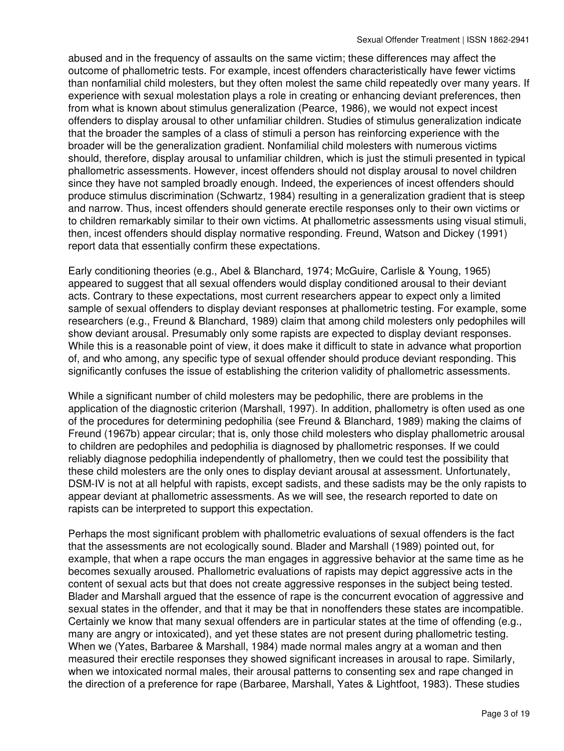abused and in the frequency of assaults on the same victim; these differences may affect the outcome of phallometric tests. For example, incest offenders characteristically have fewer victims than nonfamilial child molesters, but they often molest the same child repeatedly over many years. If experience with sexual molestation plays a role in creating or enhancing deviant preferences, then from what is known about stimulus generalization (Pearce, 1986), we would not expect incest offenders to display arousal to other unfamiliar children. Studies of stimulus generalization indicate that the broader the samples of a class of stimuli a person has reinforcing experience with the broader will be the generalization gradient. Nonfamilial child molesters with numerous victims should, therefore, display arousal to unfamiliar children, which is just the stimuli presented in typical phallometric assessments. However, incest offenders should not display arousal to novel children since they have not sampled broadly enough. Indeed, the experiences of incest offenders should produce stimulus discrimination (Schwartz, 1984) resulting in a generalization gradient that is steep and narrow. Thus, incest offenders should generate erectile responses only to their own victims or to children remarkably similar to their own victims. At phallometric assessments using visual stimuli, then, incest offenders should display normative responding. Freund, Watson and Dickey (1991) report data that essentially confirm these expectations.

Early conditioning theories (e.g., Abel & Blanchard, 1974; McGuire, Carlisle & Young, 1965) appeared to suggest that all sexual offenders would display conditioned arousal to their deviant acts. Contrary to these expectations, most current researchers appear to expect only a limited sample of sexual offenders to display deviant responses at phallometric testing. For example, some researchers (e.g., Freund & Blanchard, 1989) claim that among child molesters only pedophiles will show deviant arousal. Presumably only some rapists are expected to display deviant responses. While this is a reasonable point of view, it does make it difficult to state in advance what proportion of, and who among, any specific type of sexual offender should produce deviant responding. This significantly confuses the issue of establishing the criterion validity of phallometric assessments.

While a significant number of child molesters may be pedophilic, there are problems in the application of the diagnostic criterion (Marshall, 1997). In addition, phallometry is often used as one of the procedures for determining pedophilia (see Freund & Blanchard, 1989) making the claims of Freund (1967b) appear circular; that is, only those child molesters who display phallometric arousal to children are pedophiles and pedophilia is diagnosed by phallometric responses. If we could reliably diagnose pedophilia independently of phallometry, then we could test the possibility that these child molesters are the only ones to display deviant arousal at assessment. Unfortunately, DSM-IV is not at all helpful with rapists, except sadists, and these sadists may be the only rapists to appear deviant at phallometric assessments. As we will see, the research reported to date on rapists can be interpreted to support this expectation.

Perhaps the most significant problem with phallometric evaluations of sexual offenders is the fact that the assessments are not ecologically sound. Blader and Marshall (1989) pointed out, for example, that when a rape occurs the man engages in aggressive behavior at the same time as he becomes sexually aroused. Phallometric evaluations of rapists may depict aggressive acts in the content of sexual acts but that does not create aggressive responses in the subject being tested. Blader and Marshall argued that the essence of rape is the concurrent evocation of aggressive and sexual states in the offender, and that it may be that in nonoffenders these states are incompatible. Certainly we know that many sexual offenders are in particular states at the time of offending (e.g., many are angry or intoxicated), and yet these states are not present during phallometric testing. When we (Yates, Barbaree & Marshall, 1984) made normal males angry at a woman and then measured their erectile responses they showed significant increases in arousal to rape. Similarly, when we intoxicated normal males, their arousal patterns to consenting sex and rape changed in the direction of a preference for rape (Barbaree, Marshall, Yates & Lightfoot, 1983). These studies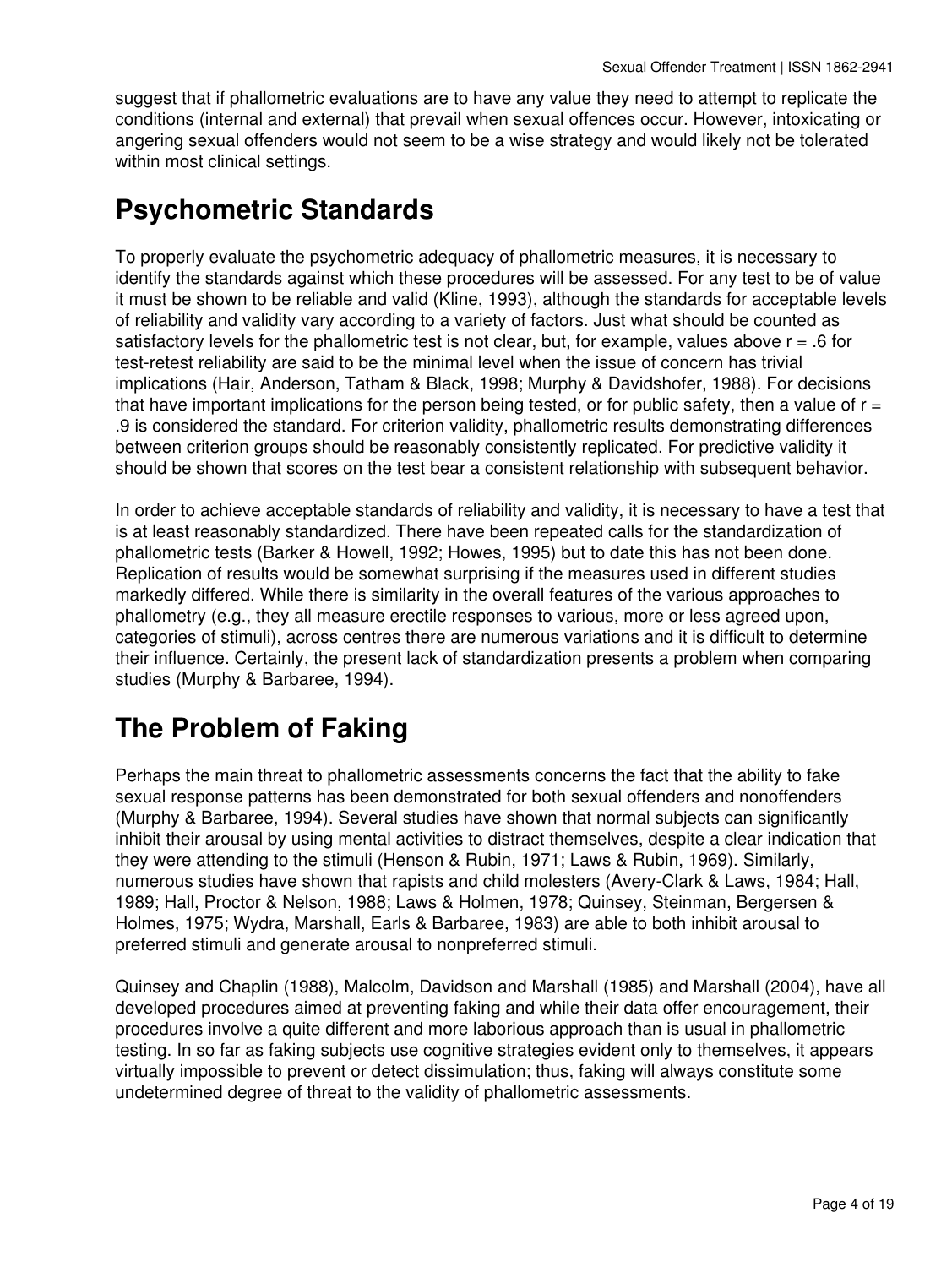suggest that if phallometric evaluations are to have any value they need to attempt to replicate the conditions (internal and external) that prevail when sexual offences occur. However, intoxicating or angering sexual offenders would not seem to be a wise strategy and would likely not be tolerated within most clinical settings.

## Psychometric Standards

To properly evaluate the psychometric adequacy of phallometric measures, it is necessary to identify the standards against which these procedures will be assessed. For any test to be of value it must be shown to be reliable and valid (Kline, 1993), although the standards for acceptable levels of reliability and validity vary according to a variety of factors. Just what should be counted as satisfactory levels for the phallometric test is not clear, but, for example, values above $r = .6$ for test-retest reliability are said to be the minimal level when the issue of concern has trivial implications (Hair, Anderson, Tatham & Black, 1998; Murphy & Davidshofer, 1988). For decisions that have important implications for the person being tested, or for public safety, then a value of $r = .9$ is considered the standard. For criterion validity, phallometric results demonstrating differences between criterion groups should be reasonably consistently replicated. For predictive validity it should be shown that scores on the test bear a consistent relationship with subsequent behavior.

In order to achieve acceptable standards of reliability and validity, it is necessary to have a test that is at least reasonably standardized. There have been repeated calls for the standardization of phallometric tests (Barker & Howell, 1992; Howes, 1995) but to date this has not been done. Replication of results would be somewhat surprising if the measures used in different studies markedly differed. While there is similarity in the overall features of the various approaches to phallometry (e.g., they all measure erectile responses to various, more or less agreed upon, categories of stimuli), across centres there are numerous variations and it is difficult to determine their influence. Certainly, the present lack of standardization presents a problem when comparing studies (Murphy & Barbaree, 1994).

## The Problem of Faking

Perhaps the main threat to phallometric assessments concerns the fact that the ability to fake sexual response patterns has been demonstrated for both sexual offenders and nonoffenders (Murphy & Barbaree, 1994). Several studies have shown that normal subjects can significantly inhibit their arousal by using mental activities to distract themselves, despite a clear indication that they were attending to the stimuli (Henson & Rubin, 1971; Laws & Rubin, 1969). Similarly, numerous studies have shown that rapists and child molesters (Avery-Clark & Laws, 1984; Hall, 1989; Hall, Proctor & Nelson, 1988; Laws & Holmen, 1978; Quinsey, Steinman, Bergersen & Holmes, 1975; Wydra, Marshall, Earls & Barbaree, 1983) are able to both inhibit arousal to preferred stimuli and generate arousal to nonpreferred stimuli.

Quinsey and Chaplin (1988), Malcolm, Davidson and Marshall (1985) and Marshall (2004), have all developed procedures aimed at preventing faking and while their data offer encouragement, their procedures involve a quite different and more laborious approach than is usual in phallometric testing. In so far as faking subjects use cognitive strategies evident only to themselves, it appears virtually impossible to prevent or detect dissimulation; thus, faking will always constitute some undetermined degree of threat to the validity of phallometric assessments.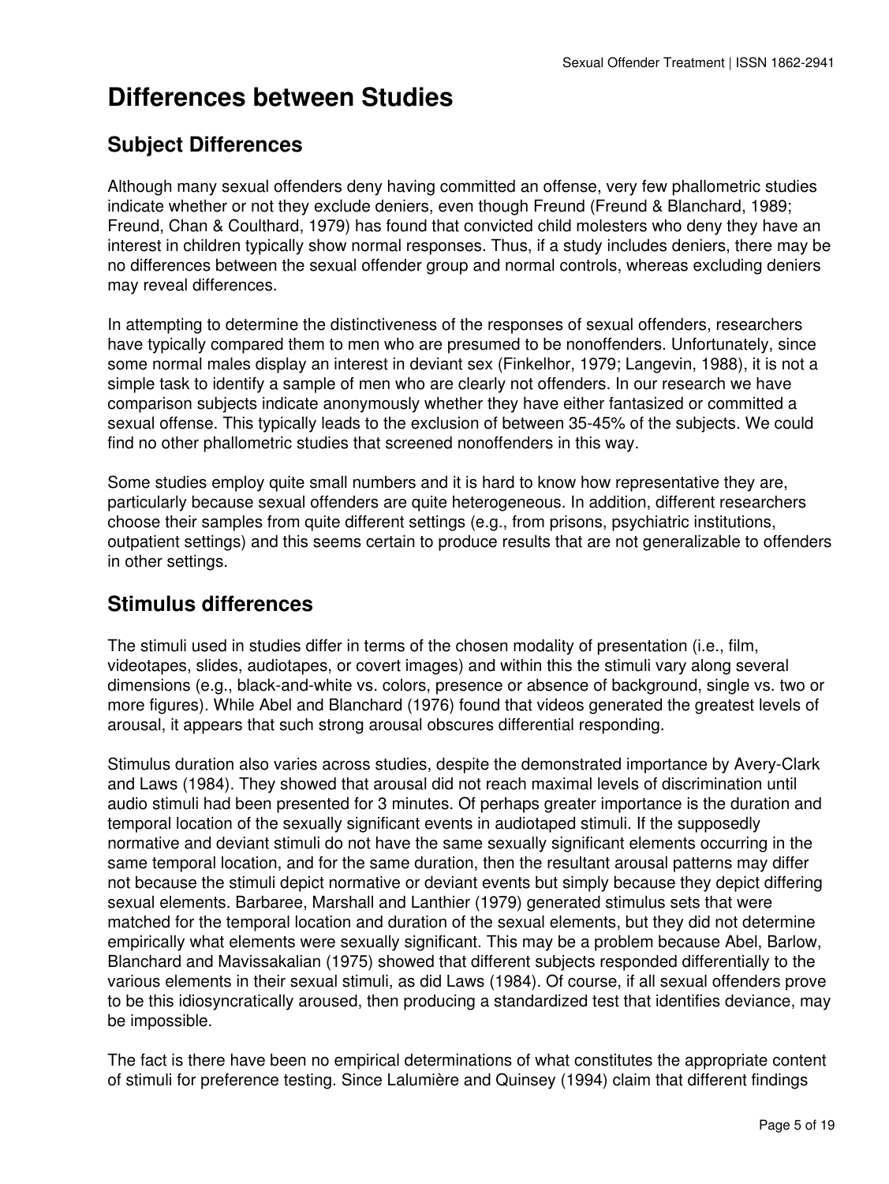# Differences between Studies

## Subject Differences

Although many sexual offenders deny having committed an offense, very few phallometric studies indicate whether or not they exclude deniers, even though Freund (Freund & Blanchard, 1989; Freund, Chan & Coulthard, 1979) has found that convicted child molesters who deny they have an interest in children typically show normal responses. Thus, if a study includes deniers, there may be no differences between the sexual offender group and normal controls, whereas excluding deniers may reveal differences.

In attempting to determine the distinctiveness of the responses of sexual offenders, researchers have typically compared them to men who are presumed to be nonoffenders. Unfortunately, since some normal males display an interest in deviant sex (Finkelhor, 1979; Langevin, 1988), it is not a simple task to identify a sample of men who are clearly not offenders. In our research we have comparison subjects indicate anonymously whether they have either fantasized or committed a sexual offense. This typically leads to the exclusion of between 35-45% of the subjects. We could find no other phallometric studies that screened nonoffenders in this way.

Some studies employ quite small numbers and it is hard to know how representative they are, particularly because sexual offenders are quite heterogeneous. In addition, different researchers choose their samples from quite different settings (e.g., from prisons, psychiatric institutions, outpatient settings) and this seems certain to produce results that are not generalizable to offenders in other settings.

## Stimulus differences

The stimuli used in studies differ in terms of the chosen modality of presentation (i.e., film, videotapes, slides, audiotapes, or covert images) and within this the stimuli vary along several dimensions (e.g., black-and-white vs. colors, presence or absence of background, single vs. two or more figures). While Abel and Blanchard (1976) found that videos generated the greatest levels of arousal, it appears that such strong arousal obscures differential responding.

Stimulus duration also varies across studies, despite the demonstrated importance by Avery-Clark and Laws (1984). They showed that arousal did not reach maximal levels of discrimination until audio stimuli had been presented for 3 minutes. Of perhaps greater importance is the duration and temporal location of the sexually significant events in audiotaped stimuli. If the supposedly normative and deviant stimuli do not have the same sexually significant elements occurring in the same temporal location, and for the same duration, then the resultant arousal patterns may differ not because the stimuli depict normative or deviant events but simply because they depict differing sexual elements. Barbaree, Marshall and Lanthier (1979) generated stimulus sets that were matched for the temporal location and duration of the sexual elements, but they did not determine empirically what elements were sexually significant. This may be a problem because Abel, Barlow, Blanchard and Mavissakalian (1975) showed that different subjects responded differentially to the various elements in their sexual stimuli, as did Laws (1984). Of course, if all sexual offenders prove to be this idiosyncratically aroused, then producing a standardized test that identifies deviance, may be impossible.

The fact is there have been no empirical determinations of what constitutes the appropriate content of stimuli for preference testing. Since Lalumière and Quinsey (1994) claim that different findings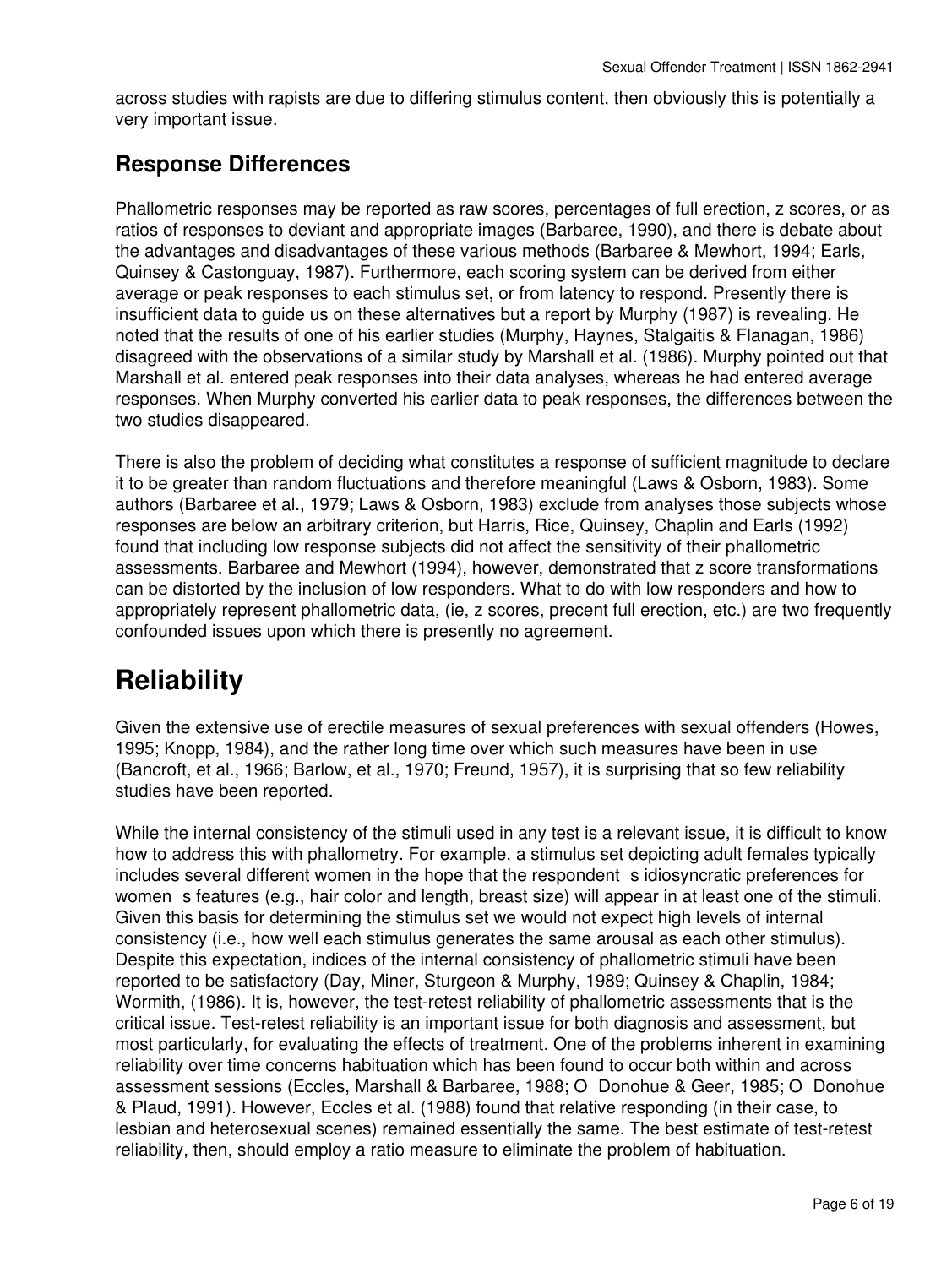across studies with rapists are due to differing stimulus content, then obviously this is potentially a very important issue.

## Response Differences

Phallometric responses may be reported as raw scores, percentages of full erection, z scores, or as ratios of responses to deviant and appropriate images (Barbaree, 1990), and there is debate about the advantages and disadvantages of these various methods (Barbaree & Mewhort, 1994; Earls, Quinsey & Castonguay, 1987). Furthermore, each scoring system can be derived from either average or peak responses to each stimulus set, or from latency to respond. Presently there is insufficient data to guide us on these alternatives but a report by Murphy (1987) is revealing. He noted that the results of one of his earlier studies (Murphy, Haynes, Stalgaitis & Flanagan, 1986) disagreed with the observations of a similar study by Marshall et al. (1986). Murphy pointed out that Marshall et al. entered peak responses into their data analyses, whereas he had entered average responses. When Murphy converted his earlier data to peak responses, the differences between the two studies disappeared.

There is also the problem of deciding what constitutes a response of sufficient magnitude to declare it to be greater than random fluctuations and therefore meaningful (Laws & Osborn, 1983). Some authors (Barbaree et al., 1979; Laws & Osborn, 1983) exclude from analyses those subjects whose responses are below an arbitrary criterion, but Harris, Rice, Quinsey, Chaplin and Earls (1992) found that including low response subjects did not affect the sensitivity of their phallometric assessments. Barbaree and Mewhort (1994), however, demonstrated that z score transformations can be distorted by the inclusion of low responders. What to do with low responders and how to appropriately represent phallometric data, (ie, z scores, precent full erection, etc.) are two frequently confounded issues upon which there is presently no agreement.

# Reliability

Given the extensive use of erectile measures of sexual preferences with sexual offenders (Howes, 1995; Knopp, 1984), and the rather long time over which such measures have been in use (Bancroft, et al., 1966; Barlow, et al., 1970; Freund, 1957), it is surprising that so few reliability studies have been reported.

While the internal consistency of the stimuli used in any test is a relevant issue, it is difficult to know how to address this with phallometry. For example, a stimulus set depicting adult females typically includes several different women in the hope that the respondent s idiosyncratic preferences for women s features (e.g., hair color and length, breast size) will appear in at least one of the stimuli. Given this basis for determining the stimulus set we would not expect high levels of internal consistency (i.e., how well each stimulus generates the same arousal as each other stimulus). Despite this expectation, indices of the internal consistency of phallometric stimuli have been reported to be satisfactory (Day, Miner, Sturgeon & Murphy, 1989; Quinsey & Chaplin, 1984; Wormith, (1986). It is, however, the test-retest reliability for phallometric assessments that is the critical issue. Test-retest reliability is an important issue for both diagnosis and assessment, but most particularly, for evaluating the effects of treatment. One of the problems inherent in examining reliability over time concerns habituation which has been found to occur both within and across assessment sessions (Eccles, Marshall & Barbaree, 1988; O Donohue & Geer, 1985; O Donohue & Plaud, 1991). However, Eccles et al. (1988) found that relative responding (in their case, to lesbian and heterosexual scenes) remained essentially the same. The best estimate of test-retest reliability, then, should employ a ratio measure to eliminate the problem of habituation.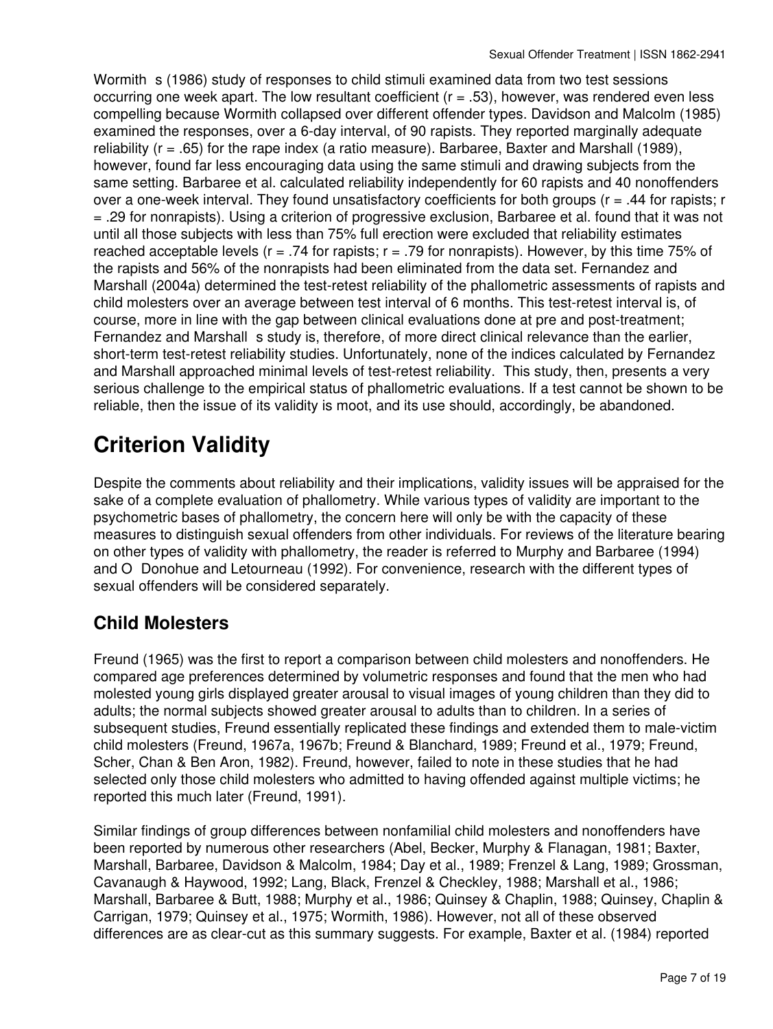Wormith s (1986) study of responses to child stimuli examined data from two test sessions occurring one week apart. The low resultant coefficient ($r = .53$), however, was rendered even less compelling because Wormith collapsed over different offender types. Davidson and Malcolm (1985) examined the responses, over a 6-day interval, of 90 rapists. They reported marginally adequate reliability ($r = .65$) for the rape index (a ratio measure). Barbaree, Baxter and Marshall (1989), however, found far less encouraging data using the same stimuli and drawing subjects from the same setting. Barbaree et al. calculated reliability independently for 60 rapists and 40 nonoffenders over a one-week interval. They found unsatisfactory coefficients for both groups ($r = .44$ for rapists; $r = .29$ for nonrapists). Using a criterion of progressive exclusion, Barbaree et al. found that it was not until all those subjects with less than 75% full erection were excluded that reliability estimates reached acceptable levels ($r = .74$ for rapists; $r = .79$ for nonrapists). However, by this time 75% of the rapists and 56% of the nonrapists had been eliminated from the data set. Fernandez and Marshall (2004a) determined the test-retest reliability of the phallometric assessments of rapists and child molesters over an average between test interval of 6 months. This test-retest interval is, of course, more in line with the gap between clinical evaluations done at pre and post-treatment; Fernandez and Marshall s study is, therefore, of more direct clinical relevance than the earlier, short-term test-retest reliability studies. Unfortunately, none of the indices calculated by Fernandez and Marshall approached minimal levels of test-retest reliability. This study, then, presents a very serious challenge to the empirical status of phallometric evaluations. If a test cannot be shown to be reliable, then the issue of its validity is moot, and its use should, accordingly, be abandoned.

# Criterion Validity

Despite the comments about reliability and their implications, validity issues will be appraised for the sake of a complete evaluation of phallometry. While various types of validity are important to the psychometric bases of phallometry, the concern here will only be with the capacity of these measures to distinguish sexual offenders from other individuals. For reviews of the literature bearing on other types of validity with phallometry, the reader is referred to Murphy and Barbaree (1994) and O Donohue and Letourneau (1992). For convenience, research with the different types of sexual offenders will be considered separately.

## Child Molesters

Freund (1965) was the first to report a comparison between child molesters and nonoffenders. He compared age preferences determined by volumetric responses and found that the men who had molested young girls displayed greater arousal to visual images of young children than they did to adults; the normal subjects showed greater arousal to adults than to children. In a series of subsequent studies, Freund essentially replicated these findings and extended them to male-victim child molesters (Freund, 1967a, 1967b; Freund & Blanchard, 1989; Freund et al., 1979; Freund, Scher, Chan & Ben Aron, 1982). Freund, however, failed to note in these studies that he had selected only those child molesters who admitted to having offended against multiple victims; he reported this much later (Freund, 1991).

Similar findings of group differences between nonfamilial child molesters and nonoffenders have been reported by numerous other researchers (Abel, Becker, Murphy & Flanagan, 1981; Baxter, Marshall, Barbaree, Davidson & Malcolm, 1984; Day et al., 1989; Frenzel & Lang, 1989; Grossman, Cavanaugh & Haywood, 1992; Lang, Black, Frenzel & Checkley, 1988; Marshall et al., 1986; Marshall, Barbaree & Butt, 1988; Murphy et al., 1986; Quinsey & Chaplin, 1988; Quinsey, Chaplin & Carrigan, 1979; Quinsey et al., 1975; Wormith, 1986). However, not all of these observed differences are as clear-cut as this summary suggests. For example, Baxter et al. (1984) reported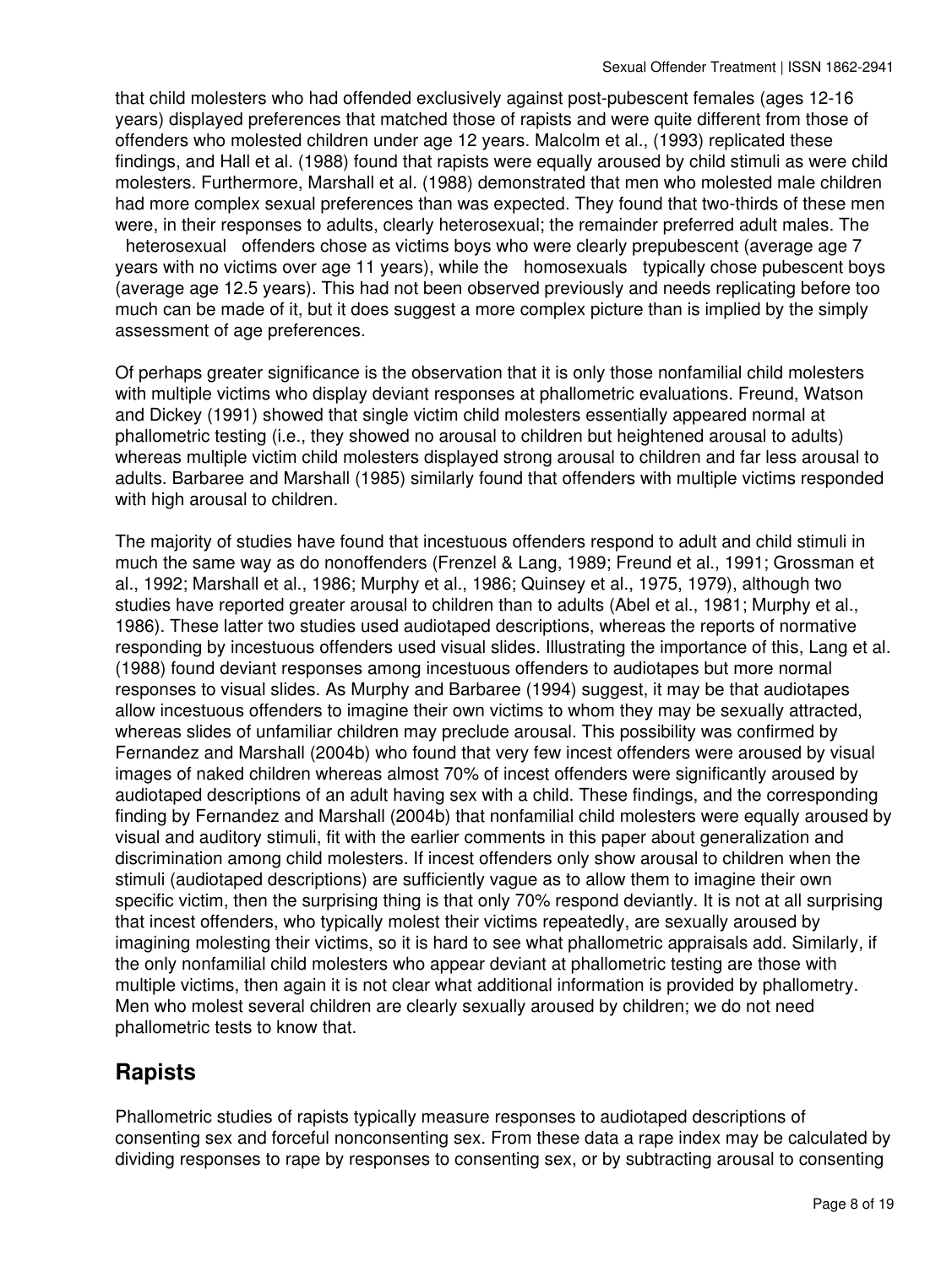that child molesters who had offended exclusively against post-pubescent females (ages 12-16 years) displayed preferences that matched those of rapists and were quite different from those of offenders who molested children under age 12 years. Malcolm et al., (1993) replicated these findings, and Hall et al. (1988) found that rapists were equally aroused by child stimuli as were child molesters. Furthermore, Marshall et al. (1988) demonstrated that men who molested male children had more complex sexual preferences than was expected. They found that two-thirds of these men were, in their responses to adults, clearly heterosexual; the remainder preferred adult males. The heterosexual offenders chose as victims boys who were clearly prepubescent (average age 7 years with no victims over age 11 years), while the homosexuals typically chose pubescent boys (average age 12.5 years). This had not been observed previously and needs replicating before too much can be made of it, but it does suggest a more complex picture than is implied by the simply assessment of age preferences.

Of perhaps greater significance is the observation that it is only those nonfamilial child molesters with multiple victims who display deviant responses at phallometric evaluations. Freund, Watson and Dickey (1991) showed that single victim child molesters essentially appeared normal at phallometric testing (i.e., they showed no arousal to children but heightened arousal to adults) whereas multiple victim child molesters displayed strong arousal to children and far less arousal to adults. Barbaree and Marshall (1985) similarly found that offenders with multiple victims responded with high arousal to children.

The majority of studies have found that incestuous offenders respond to adult and child stimuli in much the same way as do nonoffenders (Frenzel & Lang, 1989; Freund et al., 1991; Grossman et al., 1992; Marshall et al., 1986; Murphy et al., 1986; Quinsey et al., 1975, 1979), although two studies have reported greater arousal to children than to adults (Abel et al., 1981; Murphy et al., 1986). These latter two studies used audiotaped descriptions, whereas the reports of normative responding by incestuous offenders used visual slides. Illustrating the importance of this, Lang et al. (1988) found deviant responses among incestuous offenders to audiotapes but more normal responses to visual slides. As Murphy and Barbaree (1994) suggest, it may be that audiotapes allow incestuous offenders to imagine their own victims to whom they may be sexually attracted, whereas slides of unfamiliar children may preclude arousal. This possibility was confirmed by Fernandez and Marshall (2004b) who found that very few incest offenders were aroused by visual images of naked children whereas almost 70% of incest offenders were significantly aroused by audiotaped descriptions of an adult having sex with a child. These findings, and the corresponding finding by Fernandez and Marshall (2004b) that nonfamilial child molesters were equally aroused by visual and auditory stimuli, fit with the earlier comments in this paper about generalization and discrimination among child molesters. If incest offenders only show arousal to children when the stimuli (audiotaped descriptions) are sufficiently vague as to allow them to imagine their own specific victim, then the surprising thing is that only 70% respond deviantly. It is not at all surprising that incest offenders, who typically molest their victims repeatedly, are sexually aroused by imagining molesting their victims, so it is hard to see what phallometric appraisals add. Similarly, if the only nonfamilial child molesters who appear deviant at phallometric testing are those with multiple victims, then again it is not clear what additional information is provided by phallometry. Men who molest several children are clearly sexually aroused by children; we do not need phallometric tests to know that.

## Rapists

Phallometric studies of rapists typically measure responses to audiotaped descriptions of consenting sex and forceful nonconsenting sex. From these data a rape index may be calculated by dividing responses to rape by responses to consenting sex, or by subtracting arousal to consenting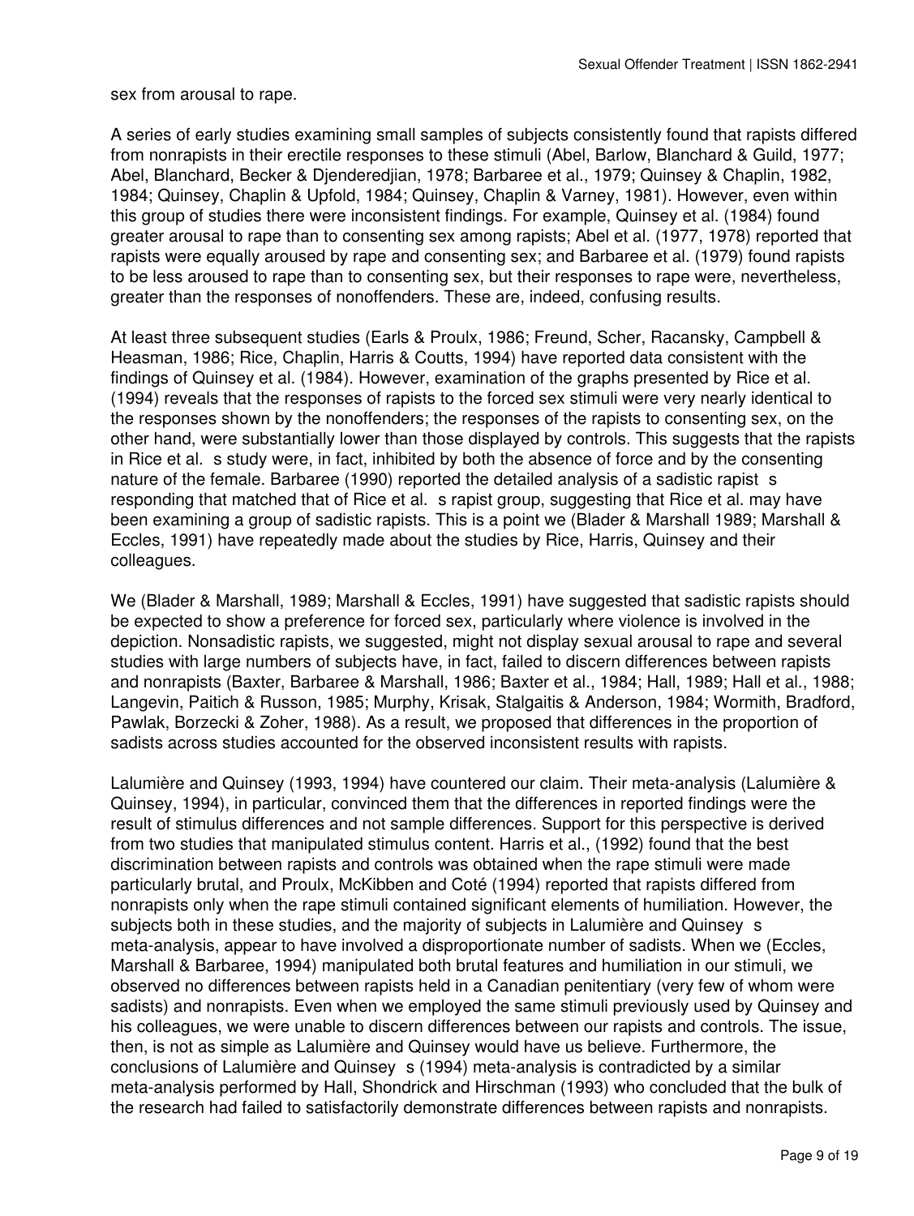sex from arousal to rape.

A series of early studies examining small samples of subjects consistently found that rapists differed from nonrapists in their erectile responses to these stimuli (Abel, Barlow, Blanchard & Guild, 1977; Abel, Blanchard, Becker & Djenderedjian, 1978; Barbaree et al., 1979; Quinsey & Chaplin, 1982, 1984; Quinsey, Chaplin & Upfold, 1984; Quinsey, Chaplin & Varney, 1981). However, even within this group of studies there were inconsistent findings. For example, Quinsey et al. (1984) found greater arousal to rape than to consenting sex among rapists; Abel et al. (1977, 1978) reported that rapists were equally aroused by rape and consenting sex; and Barbaree et al. (1979) found rapists to be less aroused to rape than to consenting sex, but their responses to rape were, nevertheless, greater than the responses of nonoffenders. These are, indeed, confusing results.

At least three subsequent studies (Earls & Proulx, 1986; Freund, Scher, Racansky, Campbell & Heasman, 1986; Rice, Chaplin, Harris & Coutts, 1994) have reported data consistent with the findings of Quinsey et al. (1984). However, examination of the graphs presented by Rice et al. (1994) reveals that the responses of rapists to the forced sex stimuli were very nearly identical to the responses shown by the nonoffenders; the responses of the rapists to consenting sex, on the other hand, were substantially lower than those displayed by controls. This suggests that the rapists in Rice et al. s study were, in fact, inhibited by both the absence of force and by the consenting nature of the female. Barbaree (1990) reported the detailed analysis of a sadistic rapist s responding that matched that of Rice et al. s rapist group, suggesting that Rice et al. may have been examining a group of sadistic rapists. This is a point we (Blader & Marshall 1989; Marshall & Eccles, 1991) have repeatedly made about the studies by Rice, Harris, Quinsey and their colleagues.

We (Blader & Marshall, 1989; Marshall & Eccles, 1991) have suggested that sadistic rapists should be expected to show a preference for forced sex, particularly where violence is involved in the depiction. Nonsadistic rapists, we suggested, might not display sexual arousal to rape and several studies with large numbers of subjects have, in fact, failed to discern differences between rapists and nonrapists (Baxter, Barbaree & Marshall, 1986; Baxter et al., 1984; Hall, 1989; Hall et al., 1988; Langevin, Paitich & Russon, 1985; Murphy, Krisak, Stalgaitis & Anderson, 1984; Wormith, Bradford, Pawlak, Borzecki & Zoher, 1988). As a result, we proposed that differences in the proportion of sadists across studies accounted for the observed inconsistent results with rapists.

Lalumière and Quinsey (1993, 1994) have countered our claim. Their meta-analysis (Lalumière & Quinsey, 1994), in particular, convinced them that the differences in reported findings were the result of stimulus differences and not sample differences. Support for this perspective is derived from two studies that manipulated stimulus content. Harris et al., (1992) found that the best discrimination between rapists and controls was obtained when the rape stimuli were made particularly brutal, and Proulx, McKibben and Coté (1994) reported that rapists differed from nonrapists only when the rape stimuli contained significant elements of humiliation. However, the subjects both in these studies, and the majority of subjects in Lalumière and Quinsey s meta-analysis, appear to have involved a disproportionate number of sadists. When we (Eccles, Marshall & Barbaree, 1994) manipulated both brutal features and humiliation in our stimuli, we observed no differences between rapists held in a Canadian penitentiary (very few of whom were sadists) and nonrapists. Even when we employed the same stimuli previously used by Quinsey and his colleagues, we were unable to discern differences between our rapists and controls. The issue, then, is not as simple as Lalumière and Quinsey would have us believe. Furthermore, the conclusions of Lalumière and Quinsey s (1994) meta-analysis is contradicted by a similar meta-analysis performed by Hall, Shondrick and Hirschman (1993) who concluded that the bulk of the research had failed to satisfactorily demonstrate differences between rapists and nonrapists.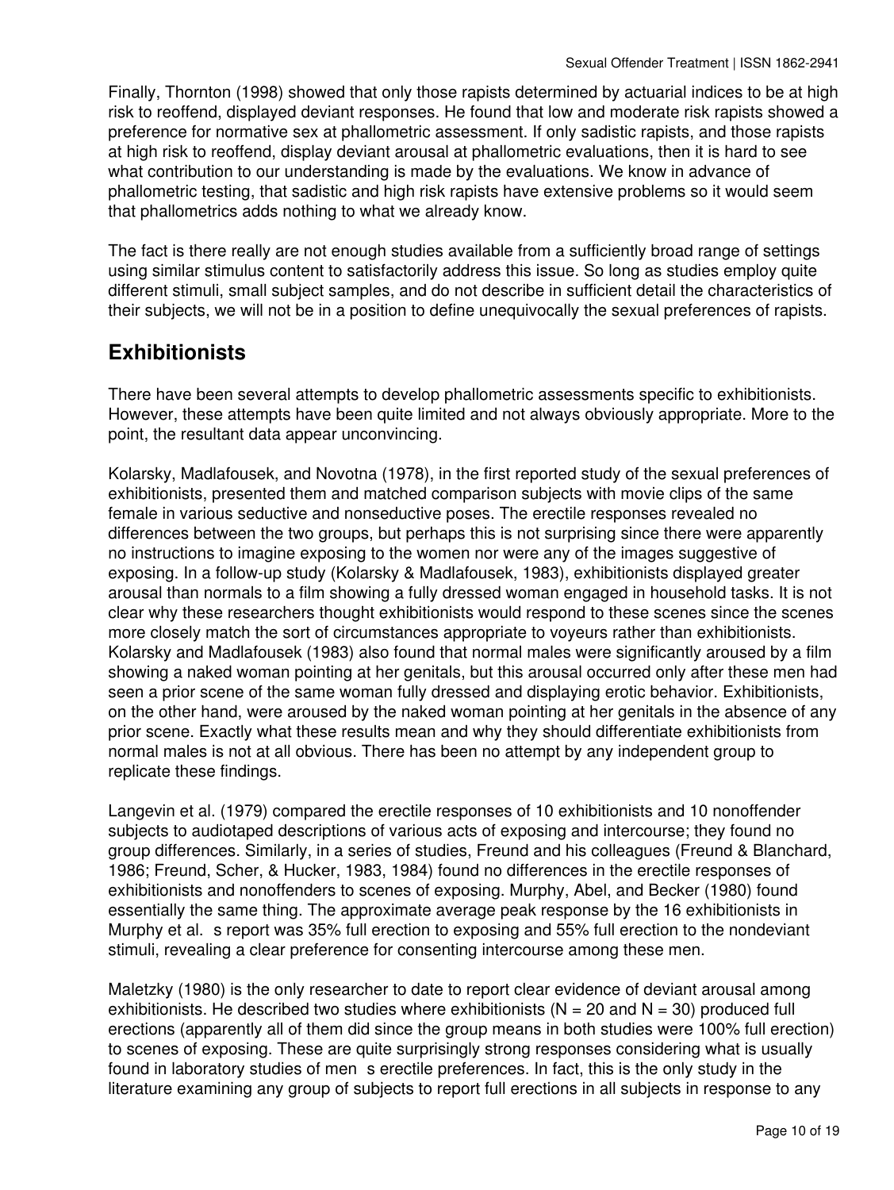Finally, Thornton (1998) showed that only those rapists determined by actuarial indices to be at high risk to reoffend, displayed deviant responses. He found that low and moderate risk rapists showed a preference for normative sex at phallometric assessment. If only sadistic rapists, and those rapists at high risk to reoffend, display deviant arousal at phallometric evaluations, then it is hard to see what contribution to our understanding is made by the evaluations. We know in advance of phallometric testing, that sadistic and high risk rapists have extensive problems so it would seem that phallometrics adds nothing to what we already know.

The fact is there really are not enough studies available from a sufficiently broad range of settings using similar stimulus content to satisfactorily address this issue. So long as studies employ quite different stimuli, small subject samples, and do not describe in sufficient detail the characteristics of their subjects, we will not be in a position to define unequivocally the sexual preferences of rapists.

## Exhibitionists

There have been several attempts to develop phallometric assessments specific to exhibitionists. However, these attempts have been quite limited and not always obviously appropriate. More to the point, the resultant data appear unconvincing.

Kolarsky, Madlafousek, and Novotna (1978), in the first reported study of the sexual preferences of exhibitionists, presented them and matched comparison subjects with movie clips of the same female in various seductive and nonseductive poses. The erectile responses revealed no differences between the two groups, but perhaps this is not surprising since there were apparently no instructions to imagine exposing to the women nor were any of the images suggestive of exposing. In a follow-up study (Kolarsky & Madlafousek, 1983), exhibitionists displayed greater arousal than normals to a film showing a fully dressed woman engaged in household tasks. It is not clear why these researchers thought exhibitionists would respond to these scenes since the scenes more closely match the sort of circumstances appropriate to voyeurs rather than exhibitionists. Kolarsky and Madlafousek (1983) also found that normal males were significantly aroused by a film showing a naked woman pointing at her genitals, but this arousal occurred only after these men had seen a prior scene of the same woman fully dressed and displaying erotic behavior. Exhibitionists, on the other hand, were aroused by the naked woman pointing at her genitals in the absence of any prior scene. Exactly what these results mean and why they should differentiate exhibitionists from normal males is not at all obvious. There has been no attempt by any independent group to replicate these findings.

Langevin et al. (1979) compared the erectile responses of 10 exhibitionists and 10 nonoffender subjects to audiotaped descriptions of various acts of exposing and intercourse; they found no group differences. Similarly, in a series of studies, Freund and his colleagues (Freund & Blanchard, 1986; Freund, Scher, & Hucker, 1983, 1984) found no differences in the erectile responses of exhibitionists and nonoffenders to scenes of exposing. Murphy, Abel, and Becker (1980) found essentially the same thing. The approximate average peak response by the 16 exhibitionists in Murphy et al. s report was 35% full erection to exposing and 55% full erection to the nondeviant stimuli, revealing a clear preference for consenting intercourse among these men.

Maletzky (1980) is the only researcher to date to report clear evidence of deviant arousal among exhibitionists. He described two studies where exhibitionists (N = 20 and N = 30) produced full erections (apparently all of them did since the group means in both studies were 100% full erection) to scenes of exposing. These are quite surprisingly strong responses considering what is usually found in laboratory studies of men s erectile preferences. In fact, this is the only study in the literature examining any group of subjects to report full erections in all subjects in response to any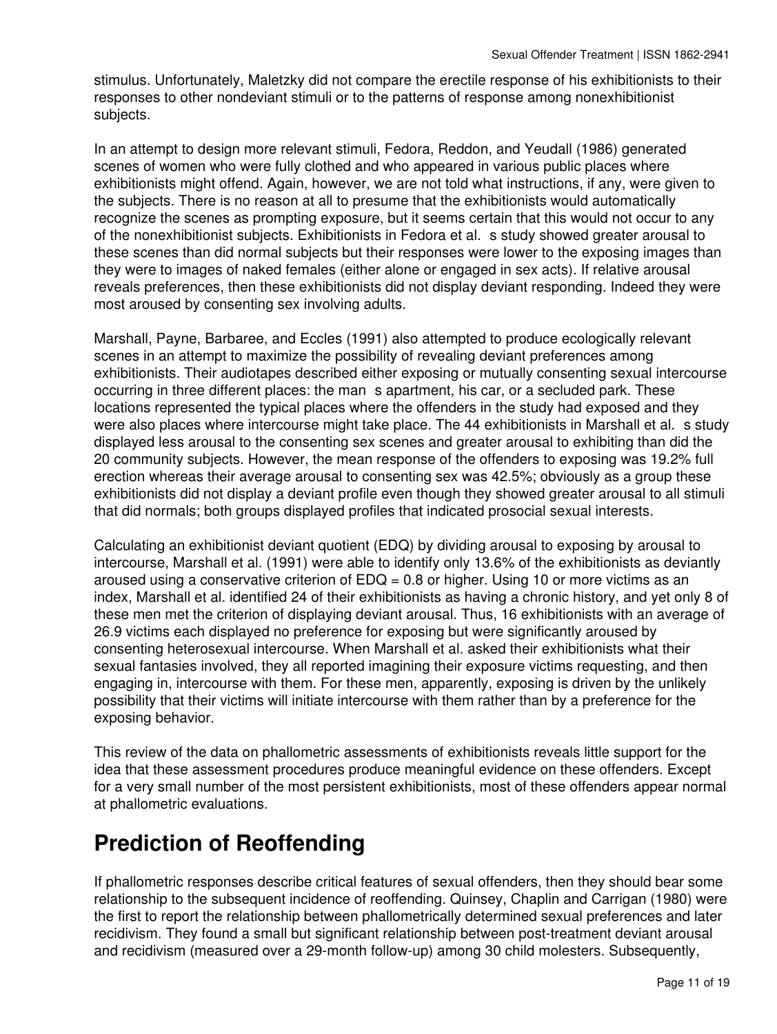stimulus. Unfortunately, Maletzky did not compare the erectile response of his exhibitionists to their responses to other nondeviant stimuli or to the patterns of response among nonexhibitionist subjects.

In an attempt to design more relevant stimuli, Fedora, Reddon, and Yeudall (1986) generated scenes of women who were fully clothed and who appeared in various public places where exhibitionists might offend. Again, however, we are not told what instructions, if any, were given to the subjects. There is no reason at all to presume that the exhibitionists would automatically recognize the scenes as prompting exposure, but it seems certain that this would not occur to any of the nonexhibitionist subjects. Exhibitionists in Fedora et al. s study showed greater arousal to these scenes than did normal subjects but their responses were lower to the exposing images than they were to images of naked females (either alone or engaged in sex acts). If relative arousal reveals preferences, then these exhibitionists did not display deviant responding. Indeed they were most aroused by consenting sex involving adults.

Marshall, Payne, Barbaree, and Eccles (1991) also attempted to produce ecologically relevant scenes in an attempt to maximize the possibility of revealing deviant preferences among exhibitionists. Their audiotapes described either exposing or mutually consenting sexual intercourse occurring in three different places: the man s apartment, his car, or a secluded park. These locations represented the typical places where the offenders in the study had exposed and they were also places where intercourse might take place. The 44 exhibitionists in Marshall et al. s study displayed less arousal to the consenting sex scenes and greater arousal to exhibiting than did the 20 community subjects. However, the mean response of the offenders to exposing was 19.2% full erection whereas their average arousal to consenting sex was 42.5%; obviously as a group these exhibitionists did not display a deviant profile even though they showed greater arousal to all stimuli that did normals; both groups displayed profiles that indicated prosocial sexual interests.

Calculating an exhibitionist deviant quotient (EDQ) by dividing arousal to exposing by arousal to intercourse, Marshall et al. (1991) were able to identify only 13.6% of the exhibitionists as deviantly aroused using a conservative criterion of EDQ = 0.8 or higher. Using 10 or more victims as an index, Marshall et al. identified 24 of their exhibitionists as having a chronic history, and yet only 8 of these men met the criterion of displaying deviant arousal. Thus, 16 exhibitionists with an average of 26.9 victims each displayed no preference for exposing but were significantly aroused by consenting heterosexual intercourse. When Marshall et al. asked their exhibitionists what their sexual fantasies involved, they all reported imagining their exposure victims requesting, and then engaging in, intercourse with them. For these men, apparently, exposing is driven by the unlikely possibility that their victims will initiate intercourse with them rather than by a preference for the exposing behavior.

This review of the data on phallometric assessments of exhibitionists reveals little support for the idea that these assessment procedures produce meaningful evidence on these offenders. Except for a very small number of the most persistent exhibitionists, most of these offenders appear normal at phallometric evaluations.

# Prediction of Reoffending

If phallometric responses describe critical features of sexual offenders, then they should bear some relationship to the subsequent incidence of reoffending. Quinsey, Chaplin and Carrigan (1980) were the first to report the relationship between phallometrically determined sexual preferences and later recidivism. They found a small but significant relationship between post-treatment deviant arousal and recidivism (measured over a 29-month follow-up) among 30 child molesters. Subsequently,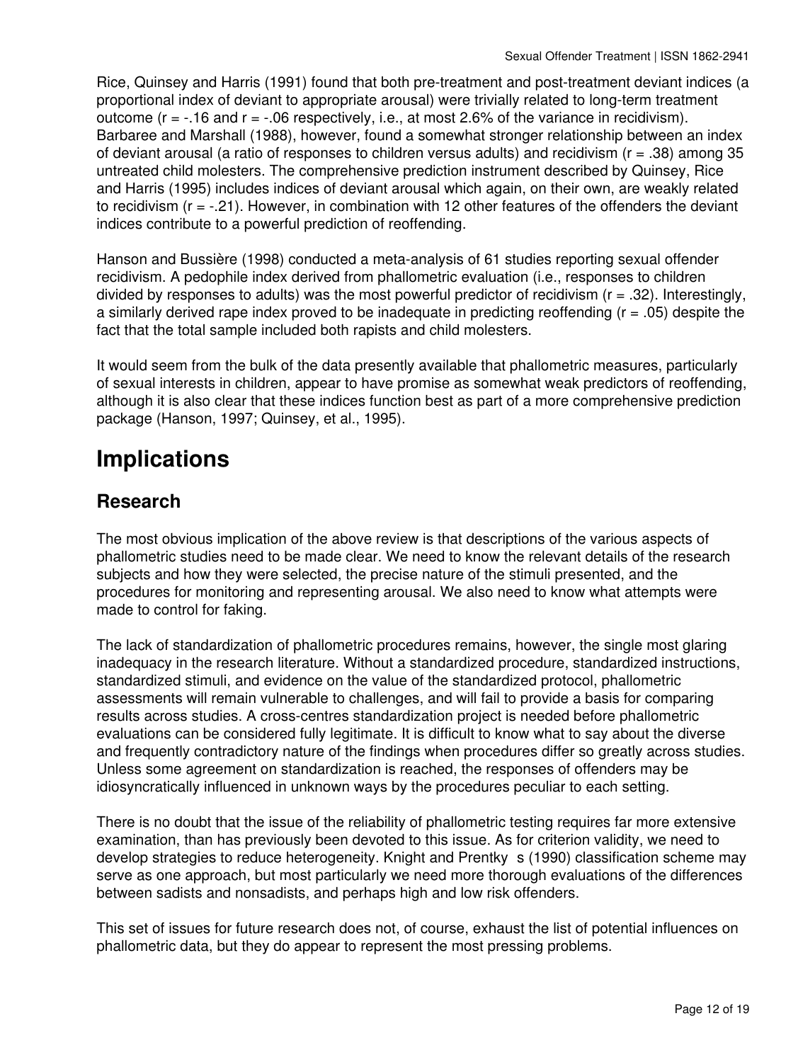Rice, Quinsey and Harris (1991) found that both pre-treatment and post-treatment deviant indices (a proportional index of deviant to appropriate arousal) were trivially related to long-term treatment outcome ($r = -.16$ and $r = -.06$ respectively, i.e., at most 2.6% of the variance in recidivism). Barbaree and Marshall (1988), however, found a somewhat stronger relationship between an index of deviant arousal (a ratio of responses to children versus adults) and recidivism ($r = .38$) among 35 untreated child molesters. The comprehensive prediction instrument described by Quinsey, Rice and Harris (1995) includes indices of deviant arousal which again, on their own, are weakly related to recidivism ($r = -.21$). However, in combination with 12 other features of the offenders the deviant indices contribute to a powerful prediction of reoffending.

Hanson and Bussière (1998) conducted a meta-analysis of 61 studies reporting sexual offender recidivism. A pedophile index derived from phallometric evaluation (i.e., responses to children divided by responses to adults) was the most powerful predictor of recidivism ($r = .32$). Interestingly, a similarly derived rape index proved to be inadequate in predicting reoffending ($r = .05$) despite the fact that the total sample included both rapists and child molesters.

It would seem from the bulk of the data presently available that phallometric measures, particularly of sexual interests in children, appear to have promise as somewhat weak predictors of reoffending, although it is also clear that these indices function best as part of a more comprehensive prediction package (Hanson, 1997; Quinsey, et al., 1995).

# Implications

## Research

The most obvious implication of the above review is that descriptions of the various aspects of phallometric studies need to be made clear. We need to know the relevant details of the research subjects and how they were selected, the precise nature of the stimuli presented, and the procedures for monitoring and representing arousal. We also need to know what attempts were made to control for faking.

The lack of standardization of phallometric procedures remains, however, the single most glaring inadequacy in the research literature. Without a standardized procedure, standardized instructions, standardized stimuli, and evidence on the value of the standardized protocol, phallometric assessments will remain vulnerable to challenges, and will fail to provide a basis for comparing results across studies. A cross-centres standardization project is needed before phallometric evaluations can be considered fully legitimate. It is difficult to know what to say about the diverse and frequently contradictory nature of the findings when procedures differ so greatly across studies. Unless some agreement on standardization is reached, the responses of offenders may be idiosyncratically influenced in unknown ways by the procedures peculiar to each setting.

There is no doubt that the issue of the reliability of phallometric testing requires far more extensive examination, than has previously been devoted to this issue. As for criterion validity, we need to develop strategies to reduce heterogeneity. Knight and Prentky s (1990) classification scheme may serve as one approach, but most particularly we need more thorough evaluations of the differences between sadists and nonsadists, and perhaps high and low risk offenders.

This set of issues for future research does not, of course, exhaust the list of potential influences on phallometric data, but they do appear to represent the most pressing problems.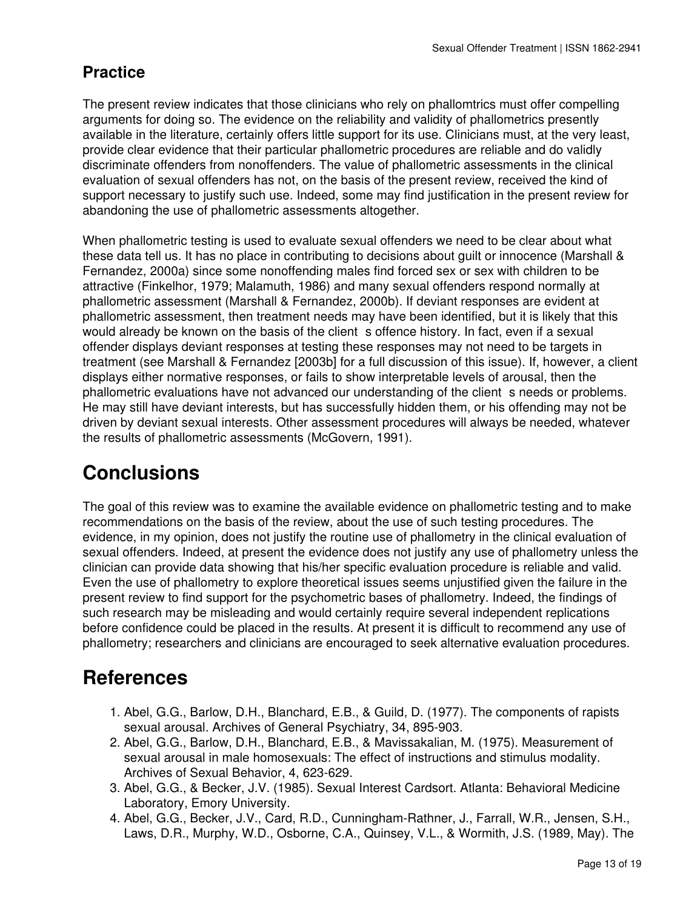## Practice

The present review indicates that those clinicians who rely on phallomtrics must offer compelling arguments for doing so. The evidence on the reliability and validity of phallometrics presently available in the literature, certainly offers little support for its use. Clinicians must, at the very least, provide clear evidence that their particular phallometric procedures are reliable and do validly discriminate offenders from nonoffenders. The value of phallometric assessments in the clinical evaluation of sexual offenders has not, on the basis of the present review, received the kind of support necessary to justify such use. Indeed, some may find justification in the present review for abandoning the use of phallometric assessments altogether.

When phallometric testing is used to evaluate sexual offenders we need to be clear about what these data tell us. It has no place in contributing to decisions about guilt or innocence (Marshall & Fernandez, 2000a) since some nonoffending males find forced sex or sex with children to be attractive (Finkelhor, 1979; Malamuth, 1986) and many sexual offenders respond normally at phallometric assessment (Marshall & Fernandez, 2000b). If deviant responses are evident at phallometric assessment, then treatment needs may have been identified, but it is likely that this would already be known on the basis of the client s offence history. In fact, even if a sexual offender displays deviant responses at testing these responses may not need to be targets in treatment (see Marshall & Fernandez [2003b] for a full discussion of this issue). If, however, a client displays either normative responses, or fails to show interpretable levels of arousal, then the phallometric evaluations have not advanced our understanding of the client s needs or problems. He may still have deviant interests, but has successfully hidden them, or his offending may not be driven by deviant sexual interests. Other assessment procedures will always be needed, whatever the results of phallometric assessments (McGovern, 1991).

# Conclusions

The goal of this review was to examine the available evidence on phallometric testing and to make recommendations on the basis of the review, about the use of such testing procedures. The evidence, in my opinion, does not justify the routine use of phallometry in the clinical evaluation of sexual offenders. Indeed, at present the evidence does not justify any use of phallometry unless the clinician can provide data showing that his/her specific evaluation procedure is reliable and valid. Even the use of phallometry to explore theoretical issues seems unjustified given the failure in the present review to find support for the psychometric bases of phallometry. Indeed, the findings of such research may be misleading and would certainly require several independent replications before confidence could be placed in the results. At present it is difficult to recommend any use of phallometry; researchers and clinicians are encouraged to seek alternative evaluation procedures.

# References

1. Abel, G.G., Barlow, D.H., Blanchard, E.B., & Guild, D. (1977). The components of rapists sexual arousal. Archives of General Psychiatry, 34, 895-903.
2. Abel, G.G., Barlow, D.H., Blanchard, E.B., & Mavissakalian, M. (1975). Measurement of sexual arousal in male homosexuals: The effect of instructions and stimulus modality. Archives of Sexual Behavior, 4, 623-629.
3. Abel, G.G., & Becker, J.V. (1985). Sexual Interest Cardsort. Atlanta: Behavioral Medicine Laboratory, Emory University.
4. Abel, G.G., Becker, J.V., Card, R.D., Cunningham-Rathner, J., Farrall, W.R., Jensen, S.H., Laws, D.R., Murphy, W.D., Osborne, C.A., Quinsey, V.L., & Wormith, J.S. (1989, May). The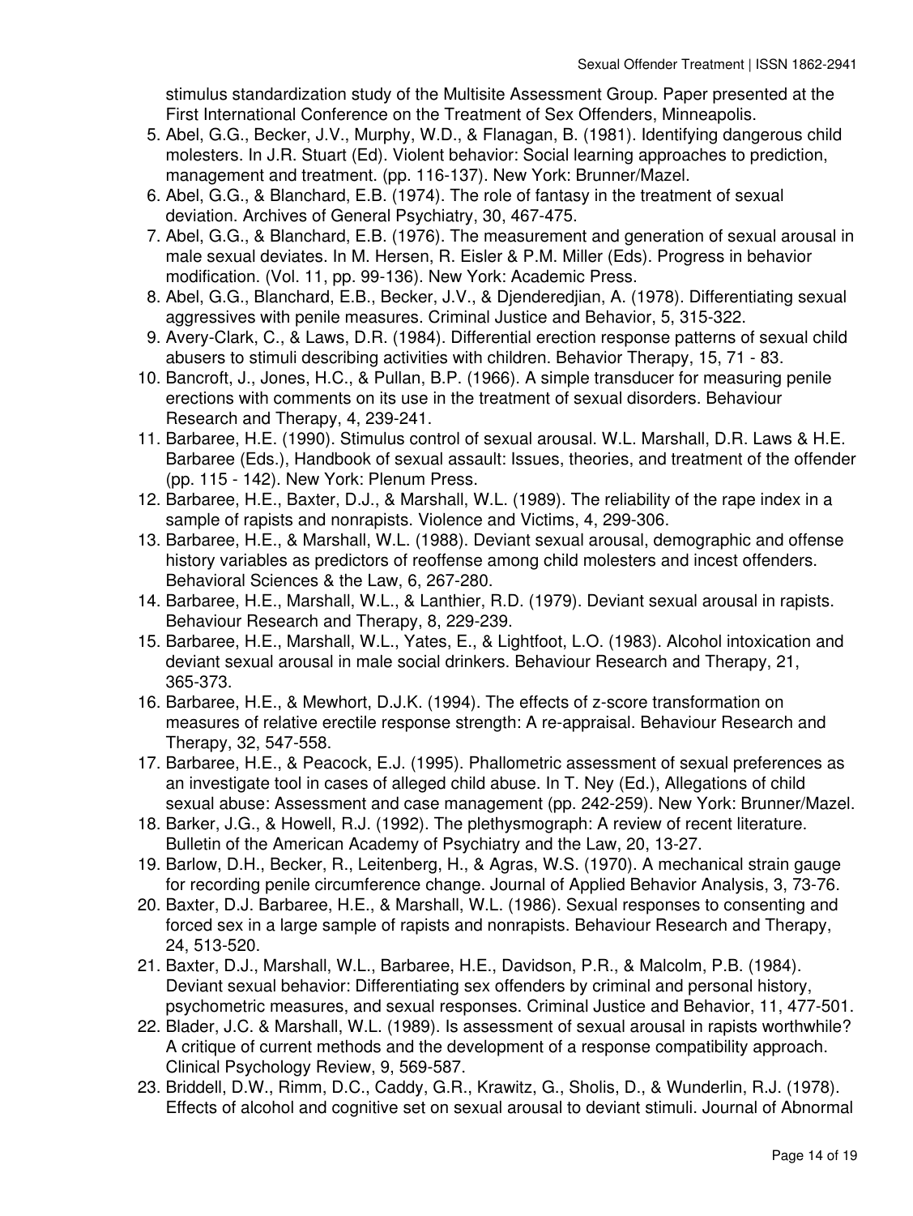stimulus standardization study of the Multisite Assessment Group. Paper presented at the First International Conference on the Treatment of Sex Offenders, Minneapolis.

5. Abel, G.G., Becker, J.V., Murphy, W.D., & Flanagan, B. (1981). Identifying dangerous child molesters. In J.R. Stuart (Ed). Violent behavior: Social learning approaches to prediction, management and treatment. (pp. 116-137). New York: Brunner/Mazel.
6. Abel, G.G., & Blanchard, E.B. (1974). The role of fantasy in the treatment of sexual deviation. Archives of General Psychiatry, 30, 467-475.
7. Abel, G.G., & Blanchard, E.B. (1976). The measurement and generation of sexual arousal in male sexual deviates. In M. Hersen, R. Eisler & P.M. Miller (Eds). Progress in behavior modification. (Vol. 11, pp. 99-136). New York: Academic Press.
8. Abel, G.G., Blanchard, E.B., Becker, J.V., & Djenderedjian, A. (1978). Differentiating sexual aggressives with penile measures. Criminal Justice and Behavior, 5, 315-322.
9. Avery-Clark, C., & Laws, D.R. (1984). Differential erection response patterns of sexual child abusers to stimuli describing activities with children. Behavior Therapy, 15, 71 - 83.
10. Bancroft, J., Jones, H.C., & Pullan, B.P. (1966). A simple transducer for measuring penile erections with comments on its use in the treatment of sexual disorders. Behaviour Research and Therapy, 4, 239-241.
11. Barbaree, H.E. (1990). Stimulus control of sexual arousal. W.L. Marshall, D.R. Laws & H.E. Barbaree (Eds.), Handbook of sexual assault: Issues, theories, and treatment of the offender (pp. 115 - 142). New York: Plenum Press.
12. Barbaree, H.E., Baxter, D.J., & Marshall, W.L. (1989). The reliability of the rape index in a sample of rapists and nonrapists. Violence and Victims, 4, 299-306.
13. Barbaree, H.E., & Marshall, W.L. (1988). Deviant sexual arousal, demographic and offense history variables as predictors of reoffense among child molesters and incest offenders. Behavioral Sciences & the Law, 6, 267-280.
14. Barbaree, H.E., Marshall, W.L., & Lanthier, R.D. (1979). Deviant sexual arousal in rapists. Behaviour Research and Therapy, 8, 229-239.
15. Barbaree, H.E., Marshall, W.L., Yates, E., & Lightfoot, L.O. (1983). Alcohol intoxication and deviant sexual arousal in male social drinkers. Behaviour Research and Therapy, 21, 365-373.
16. Barbaree, H.E., & Mewhort, D.J.K. (1994). The effects of z-score transformation on measures of relative erectile response strength: A re-appraisal. Behaviour Research and Therapy, 32, 547-558.
17. Barbaree, H.E., & Peacock, E.J. (1995). Phallometric assessment of sexual preferences as an investigate tool in cases of alleged child abuse. In T. Ney (Ed.), Allegations of child sexual abuse: Assessment and case management (pp. 242-259). New York: Brunner/Mazel.
18. Barker, J.G., & Howell, R.J. (1992). The plethysmograph: A review of recent literature. Bulletin of the American Academy of Psychiatry and the Law, 20, 13-27.
19. Barlow, D.H., Becker, R., Leitenberg, H., & Agras, W.S. (1970). A mechanical strain gauge for recording penile circumference change. Journal of Applied Behavior Analysis, 3, 73-76.
20. Baxter, D.J. Barbaree, H.E., & Marshall, W.L. (1986). Sexual responses to consenting and forced sex in a large sample of rapists and nonrapists. Behaviour Research and Therapy, 24, 513-520.
21. Baxter, D.J., Marshall, W.L., Barbaree, H.E., Davidson, P.R., & Malcolm, P.B. (1984). Deviant sexual behavior: Differentiating sex offenders by criminal and personal history, psychometric measures, and sexual responses. Criminal Justice and Behavior, 11, 477-501.
22. Blader, J.C. & Marshall, W.L. (1989). Is assessment of sexual arousal in rapists worthwhile? A critique of current methods and the development of a response compatibility approach. Clinical Psychology Review, 9, 569-587.
23. Briddell, D.W., Rimm, D.C., Caddy, G.R., Krawitz, G., Sholis, D., & Wunderlin, R.J. (1978). Effects of alcohol and cognitive set on sexual arousal to deviant stimuli. Journal of Abnormal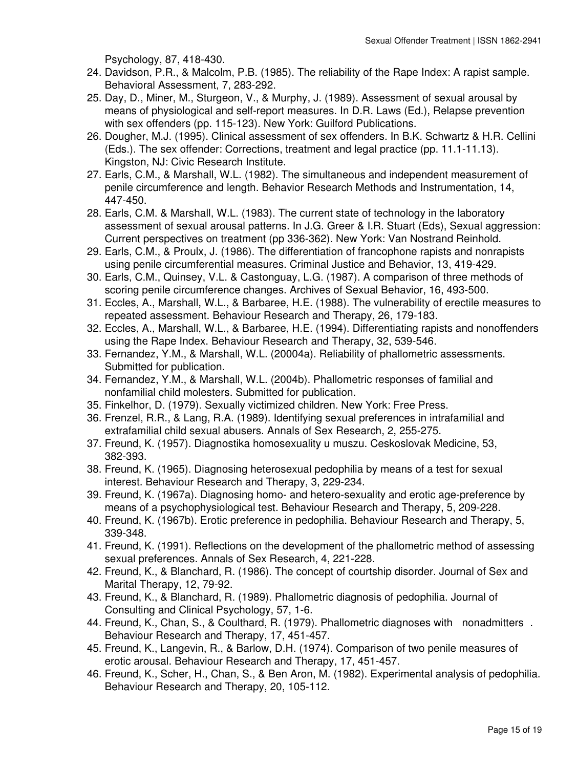Psychology, 87, 418-430.

24. Davidson, P.R., & Malcolm, P.B. (1985). The reliability of the Rape Index: A rapist sample. Behavioral Assessment, 7, 283-292.
25. Day, D., Miner, M., Sturgeon, V., & Murphy, J. (1989). Assessment of sexual arousal by means of physiological and self-report measures. In D.R. Laws (Ed.), Relapse prevention with sex offenders (pp. 115-123). New York: Guilford Publications.
26. Dougher, M.J. (1995). Clinical assessment of sex offenders. In B.K. Schwartz & H.R. Cellini (Eds.). The sex offender: Corrections, treatment and legal practice (pp. 11.1-11.13). Kingston, NJ: Civic Research Institute.
27. Earls, C.M., & Marshall, W.L. (1982). The simultaneous and independent measurement of penile circumference and length. Behavior Research Methods and Instrumentation, 14, 447-450.
28. Earls, C.M. & Marshall, W.L. (1983). The current state of technology in the laboratory assessment of sexual arousal patterns. In J.G. Greer & I.R. Stuart (Eds), Sexual aggression: Current perspectives on treatment (pp 336-362). New York: Van Nostrand Reinhold.
29. Earls, C.M., & Proulx, J. (1986). The differentiation of francophone rapists and nonrapists using penile circumferential measures. Criminal Justice and Behavior, 13, 419-429.
30. Earls, C.M., Quinsey, V.L. & Castonguay, L.G. (1987). A comparison of three methods of scoring penile circumference changes. Archives of Sexual Behavior, 16, 493-500.
31. Eccles, A., Marshall, W.L., & Barbaree, H.E. (1988). The vulnerability of erectile measures to repeated assessment. Behaviour Research and Therapy, 26, 179-183.
32. Eccles, A., Marshall, W.L., & Barbaree, H.E. (1994). Differentiating rapists and nonoffenders using the Rape Index. Behaviour Research and Therapy, 32, 539-546.
33. Fernandez, Y.M., & Marshall, W.L. (20004a). Reliability of phallometric assessments. Submitted for publication.
34. Fernandez, Y.M., & Marshall, W.L. (2004b). Phallometric responses of familial and nonfamilial child molesters. Submitted for publication.
35. Finkelhor, D. (1979). Sexually victimized children. New York: Free Press.
36. Frenzel, R.R., & Lang, R.A. (1989). Identifying sexual preferences in intrafamilial and extrafamilial child sexual abusers. Annals of Sex Research, 2, 255-275.
37. Freund, K. (1957). Diagnostika homosexuality u muszu. Ceskoslovak Medicine, 53, 382-393.
38. Freund, K. (1965). Diagnosing heterosexual pedophilia by means of a test for sexual interest. Behaviour Research and Therapy, 3, 229-234.
39. Freund, K. (1967a). Diagnosing homo- and hetero-sexuality and erotic age-preference by means of a psychophysiological test. Behaviour Research and Therapy, 5, 209-228.
40. Freund, K. (1967b). Erotic preference in pedophilia. Behaviour Research and Therapy, 5, 339-348.
41. Freund, K. (1991). Reflections on the development of the phallometric method of assessing sexual preferences. Annals of Sex Research, 4, 221-228.
42. Freund, K., & Blanchard, R. (1986). The concept of courtship disorder. Journal of Sex and Marital Therapy, 12, 79-92.
43. Freund, K., & Blanchard, R. (1989). Phallometric diagnosis of pedophilia. Journal of Consulting and Clinical Psychology, 57, 1-6.
44. Freund, K., Chan, S., & Coulthard, R. (1979). Phallometric diagnoses with nonadmitters. Behaviour Research and Therapy, 17, 451-457.
45. Freund, K., Langevin, R., & Barlow, D.H. (1974). Comparison of two penile measures of erotic arousal. Behaviour Research and Therapy, 17, 451-457.
46. Freund, K., Scher, H., Chan, S., & Ben Aron, M. (1982). Experimental analysis of pedophilia. Behaviour Research and Therapy, 20, 105-112.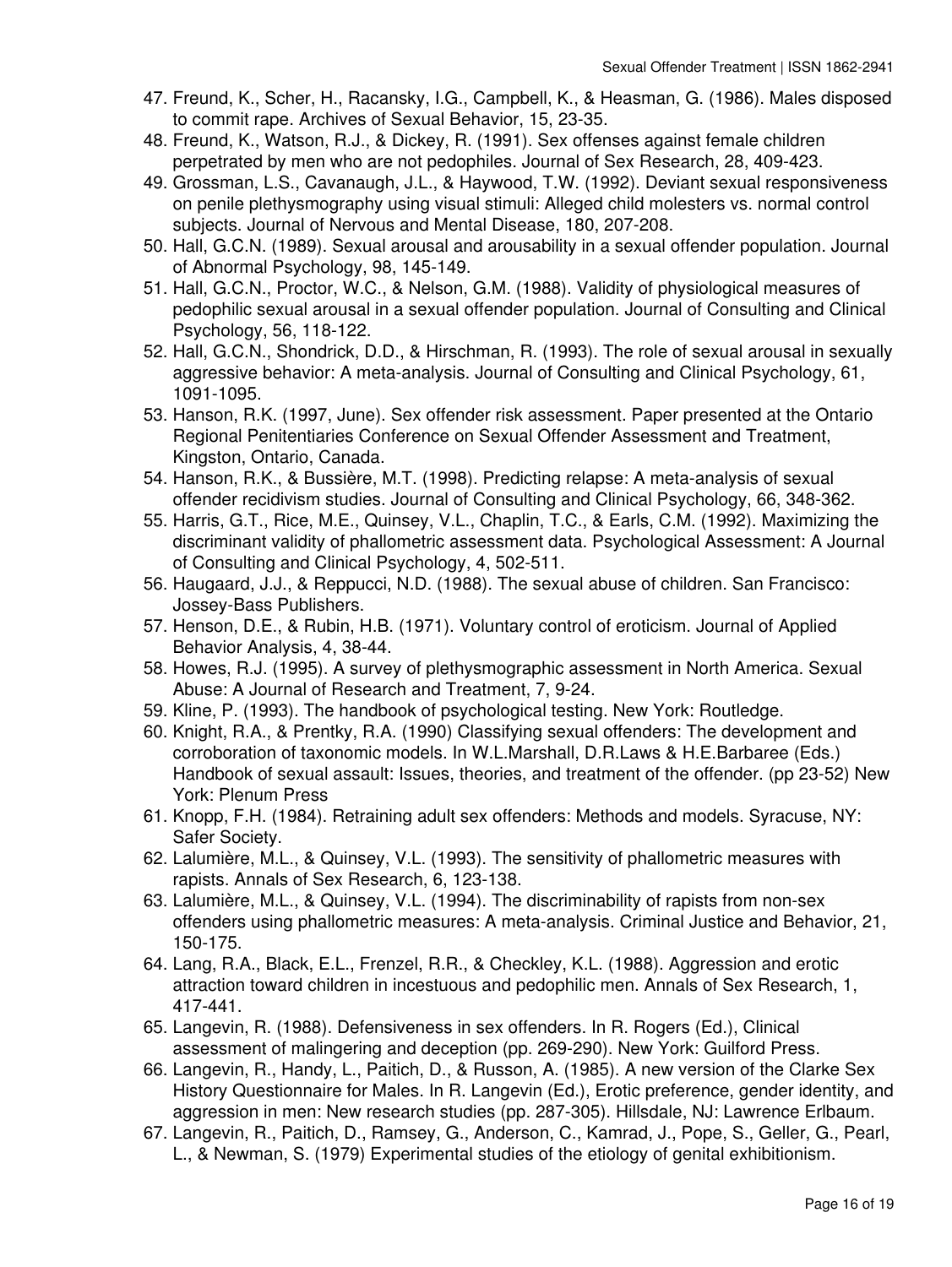47. Freund, K., Scher, H., Racansky, I.G., Campbell, K., & Heasman, G. (1986). Males disposed to commit rape. Archives of Sexual Behavior, 15, 23-35.
48. Freund, K., Watson, R.J., & Dickey, R. (1991). Sex offenses against female children perpetrated by men who are not pedophiles. Journal of Sex Research, 28, 409-423.
49. Grossman, L.S., Cavanaugh, J.L., & Haywood, T.W. (1992). Deviant sexual responsiveness on penile plethysmography using visual stimuli: Alleged child molesters vs. normal control subjects. Journal of Nervous and Mental Disease, 180, 207-208.
50. Hall, G.C.N. (1989). Sexual arousal and arousability in a sexual offender population. Journal of Abnormal Psychology, 98, 145-149.
51. Hall, G.C.N., Proctor, W.C., & Nelson, G.M. (1988). Validity of physiological measures of pedophilic sexual arousal in a sexual offender population. Journal of Consulting and Clinical Psychology, 56, 118-122.
52. Hall, G.C.N., Shondrick, D.D., & Hirschman, R. (1993). The role of sexual arousal in sexually aggressive behavior: A meta-analysis. Journal of Consulting and Clinical Psychology, 61, 1091-1095.
53. Hanson, R.K. (1997, June). Sex offender risk assessment. Paper presented at the Ontario Regional Penitentiaries Conference on Sexual Offender Assessment and Treatment, Kingston, Ontario, Canada.
54. Hanson, R.K., & Bussière, M.T. (1998). Predicting relapse: A meta-analysis of sexual offender recidivism studies. Journal of Consulting and Clinical Psychology, 66, 348-362.
55. Harris, G.T., Rice, M.E., Quinsey, V.L., Chaplin, T.C., & Earls, C.M. (1992). Maximizing the discriminant validity of phallometric assessment data. Psychological Assessment: A Journal of Consulting and Clinical Psychology, 4, 502-511.
56. Haugaard, J.J., & Reppucci, N.D. (1988). The sexual abuse of children. San Francisco: Jossey-Bass Publishers.
57. Henson, D.E., & Rubin, H.B. (1971). Voluntary control of eroticism. Journal of Applied Behavior Analysis, 4, 38-44.
58. Howes, R.J. (1995). A survey of plethysmographic assessment in North America. Sexual Abuse: A Journal of Research and Treatment, 7, 9-24.
59. Kline, P. (1993). The handbook of psychological testing. New York: Routledge.
60. Knight, R.A., & Prentky, R.A. (1990) Classifying sexual offenders: The development and corroboration of taxonomic models. In W.L.Marshall, D.R.Laws & H.E.Barbaree (Eds.) Handbook of sexual assault: Issues, theories, and treatment of the offender. (pp 23-52) New York: Plenum Press
61. Knopp, F.H. (1984). Retraining adult sex offenders: Methods and models. Syracuse, NY: Safer Society.
62. Lalumière, M.L., & Quinsey, V.L. (1993). The sensitivity of phallometric measures with rapists. Annals of Sex Research, 6, 123-138.
63. Lalumière, M.L., & Quinsey, V.L. (1994). The discriminability of rapists from non-sex offenders using phallometric measures: A meta-analysis. Criminal Justice and Behavior, 21, 150-175.
64. Lang, R.A., Black, E.L., Frenzel, R.R., & Checkley, K.L. (1988). Aggression and erotic attraction toward children in incestuous and pedophilic men. Annals of Sex Research, 1, 417-441.
65. Langevin, R. (1988). Defensiveness in sex offenders. In R. Rogers (Ed.), Clinical assessment of malingering and deception (pp. 269-290). New York: Guilford Press.
66. Langevin, R., Handy, L., Paitich, D., & Russon, A. (1985). A new version of the Clarke Sex History Questionnaire for Males. In R. Langevin (Ed.), Erotic preference, gender identity, and aggression in men: New research studies (pp. 287-305). Hillsdale, NJ: Lawrence Erlbaum.
67. Langevin, R., Paitich, D., Ramsey, G., Anderson, C., Kamrad, J., Pope, S., Geller, G., Pearl, L., & Newman, S. (1979) Experimental studies of the etiology of genital exhibitionism.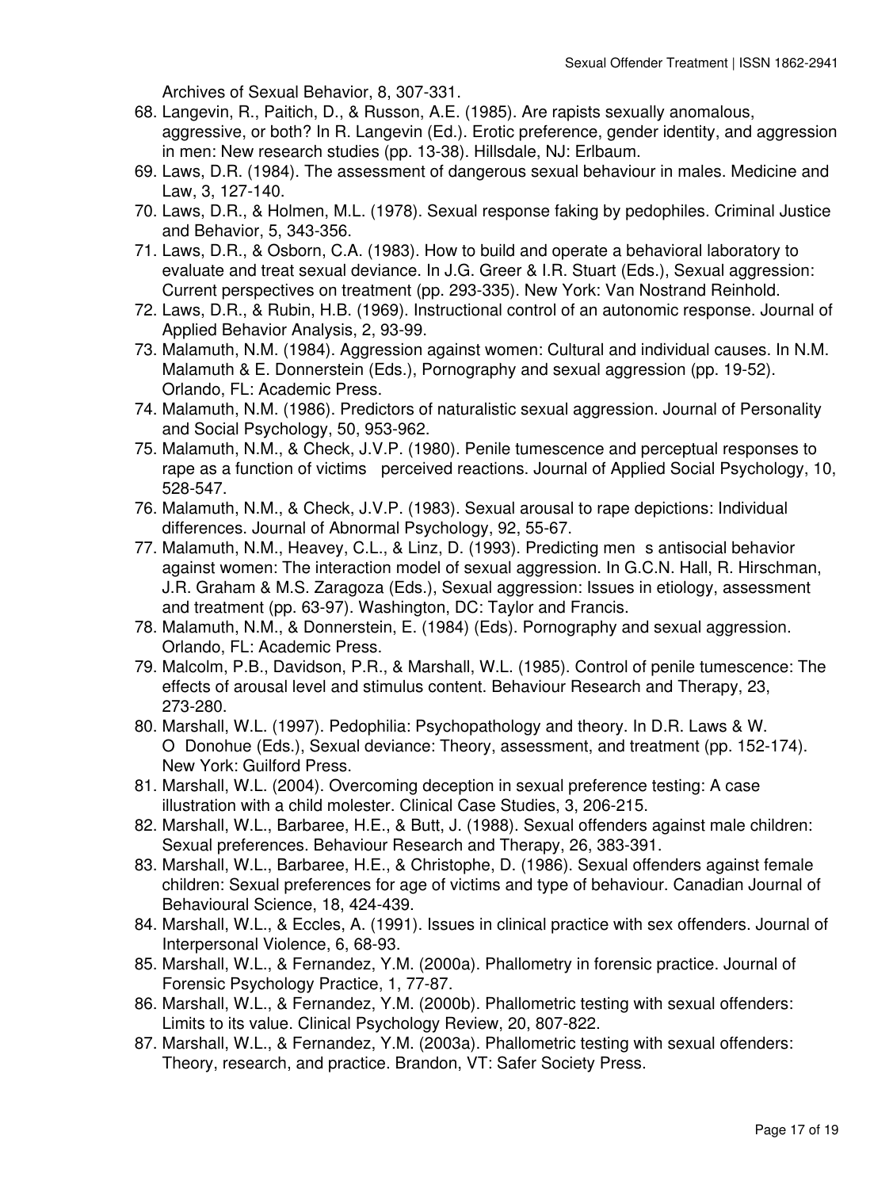Archives of Sexual Behavior, 8, 307-331.

68. Langevin, R., Paitich, D., & Russon, A.E. (1985). Are rapists sexually anomalous, aggressive, or both? In R. Langevin (Ed.). Erotic preference, gender identity, and aggression in men: New research studies (pp. 13-38). Hillsdale, NJ: Erlbaum.
69. Laws, D.R. (1984). The assessment of dangerous sexual behaviour in males. Medicine and Law, 3, 127-140.
70. Laws, D.R., & Holmen, M.L. (1978). Sexual response faking by pedophiles. Criminal Justice and Behavior, 5, 343-356.
71. Laws, D.R., & Osborn, C.A. (1983). How to build and operate a behavioral laboratory to evaluate and treat sexual deviance. In J.G. Greer & I.R. Stuart (Eds.), Sexual aggression: Current perspectives on treatment (pp. 293-335). New York: Van Nostrand Reinhold.
72. Laws, D.R., & Rubin, H.B. (1969). Instructional control of an autonomic response. Journal of Applied Behavior Analysis, 2, 93-99.
73. Malamuth, N.M. (1984). Aggression against women: Cultural and individual causes. In N.M. Malamuth & E. Donnerstein (Eds.), Pornography and sexual aggression (pp. 19-52). Orlando, FL: Academic Press.
74. Malamuth, N.M. (1986). Predictors of naturalistic sexual aggression. Journal of Personality and Social Psychology, 50, 953-962.
75. Malamuth, N.M., & Check, J.V.P. (1980). Penile tumescence and perceptual responses to rape as a function of victims perceived reactions. Journal of Applied Social Psychology, 10, 528-547.
76. Malamuth, N.M., & Check, J.V.P. (1983). Sexual arousal to rape depictions: Individual differences. Journal of Abnormal Psychology, 92, 55-67.
77. Malamuth, N.M., Heavey, C.L., & Linz, D. (1993). Predicting men s antisocial behavior against women: The interaction model of sexual aggression. In G.C.N. Hall, R. Hirschman, J.R. Graham & M.S. Zaragoza (Eds.), Sexual aggression: Issues in etiology, assessment and treatment (pp. 63-97). Washington, DC: Taylor and Francis.
78. Malamuth, N.M., & Donnerstein, E. (1984) (Eds). Pornography and sexual aggression. Orlando, FL: Academic Press.
79. Malcolm, P.B., Davidson, P.R., & Marshall, W.L. (1985). Control of penile tumescence: The effects of arousal level and stimulus content. Behaviour Research and Therapy, 23, 273-280.
80. Marshall, W.L. (1997). Pedophilia: Psychopathology and theory. In D.R. Laws & W. O Donohue (Eds.), Sexual deviance: Theory, assessment, and treatment (pp. 152-174). New York: Guilford Press.
81. Marshall, W.L. (2004). Overcoming deception in sexual preference testing: A case illustration with a child molester. Clinical Case Studies, 3, 206-215.
82. Marshall, W.L., Barbaree, H.E., & Butt, J. (1988). Sexual offenders against male children: Sexual preferences. Behaviour Research and Therapy, 26, 383-391.
83. Marshall, W.L., Barbaree, H.E., & Christophe, D. (1986). Sexual offenders against female children: Sexual preferences for age of victims and type of behaviour. Canadian Journal of Behavioural Science, 18, 424-439.
84. Marshall, W.L., & Eccles, A. (1991). Issues in clinical practice with sex offenders. Journal of Interpersonal Violence, 6, 68-93.
85. Marshall, W.L., & Fernandez, Y.M. (2000a). Phallometry in forensic practice. Journal of Forensic Psychology Practice, 1, 77-87.
86. Marshall, W.L., & Fernandez, Y.M. (2000b). Phallometric testing with sexual offenders: Limits to its value. Clinical Psychology Review, 20, 807-822.
87. Marshall, W.L., & Fernandez, Y.M. (2003a). Phallometric testing with sexual offenders: Theory, research, and practice. Brandon, VT: Safer Society Press.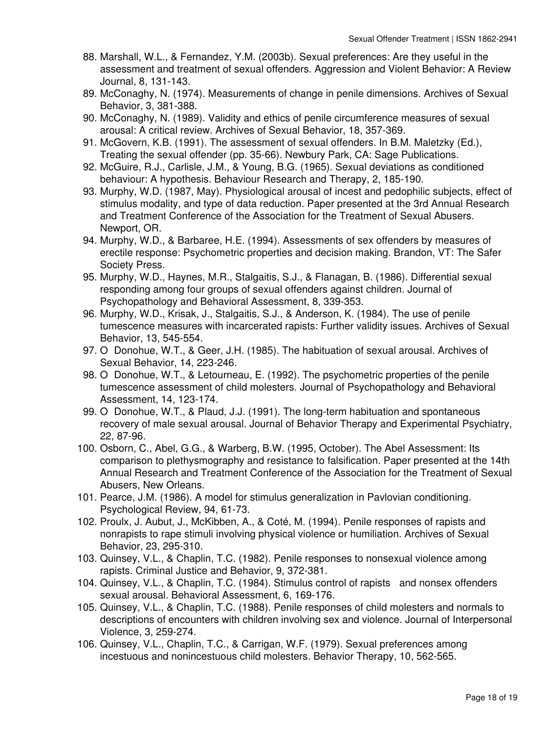88. Marshall, W.L., & Fernandez, Y.M. (2003b). Sexual preferences: Are they useful in the assessment and treatment of sexual offenders. Aggression and Violent Behavior: A Review Journal, 8, 131-143.
89. McConaghy, N. (1974). Measurements of change in penile dimensions. Archives of Sexual Behavior, 3, 381-388.
90. McConaghy, N. (1989). Validity and ethics of penile circumference measures of sexual arousal: A critical review. Archives of Sexual Behavior, 18, 357-369.
91. McGovern, K.B. (1991). The assessment of sexual offenders. In B.M. Maletzky (Ed.), Treating the sexual offender (pp. 35-66). Newbury Park, CA: Sage Publications.
92. McGuire, R.J., Carlisle, J.M., & Young, B.G. (1965). Sexual deviations as conditioned behaviour: A hypothesis. Behaviour Research and Therapy, 2, 185-190.
93. Murphy, W.D. (1987, May). Physiological arousal of incest and pedophilic subjects, effect of stimulus modality, and type of data reduction. Paper presented at the 3rd Annual Research and Treatment Conference of the Association for the Treatment of Sexual Abusers. Newport, OR.
94. Murphy, W.D., & Barbaree, H.E. (1994). Assessments of sex offenders by measures of erectile response: Psychometric properties and decision making. Brandon, VT: The Safer Society Press.
95. Murphy, W.D., Haynes, M.R., Stalgaitis, S.J., & Flanagan, B. (1986). Differential sexual responding among four groups of sexual offenders against children. Journal of Psychopathology and Behavioral Assessment, 8, 339-353.
96. Murphy, W.D., Krisak, J., Stalgaitis, S.J., & Anderson, K. (1984). The use of penile tumescence measures with incarcerated rapists: Further validity issues. Archives of Sexual Behavior, 13, 545-554.
97. O Donohue, W.T., & Geer, J.H. (1985). The habituation of sexual arousal. Archives of Sexual Behavior, 14, 223-246.
98. O Donohue, W.T., & Letourneau, E. (1992). The psychometric properties of the penile tumescence assessment of child molesters. Journal of Psychopathology and Behavioral Assessment, 14, 123-174.
99. O Donohue, W.T., & Plaud, J.J. (1991). The long-term habituation and spontaneous recovery of male sexual arousal. Journal of Behavior Therapy and Experimental Psychiatry, 22, 87-96.
100. Osborn, C., Abel, G.G., & Warberg, B.W. (1995, October). The Abel Assessment: Its comparison to plethysmography and resistance to falsification. Paper presented at the 14th Annual Research and Treatment Conference of the Association for the Treatment of Sexual Abusers, New Orleans.
101. Pearce, J.M. (1986). A model for stimulus generalization in Pavlovian conditioning. Psychological Review, 94, 61-73.
102. Proulx, J. Aubut, J., McKibben, A., & Coté, M. (1994). Penile responses of rapists and nonrapists to rape stimuli involving physical violence or humiliation. Archives of Sexual Behavior, 23, 295-310.
103. Quinsey, V.L., & Chaplin, T.C. (1982). Penile responses to nonsexual violence among rapists. Criminal Justice and Behavior, 9, 372-381.
104. Quinsey, V.L., & Chaplin, T.C. (1984). Stimulus control of rapists and nonsex offenders sexual arousal. Behavioral Assessment, 6, 169-176.
105. Quinsey, V.L., & Chaplin, T.C. (1988). Penile responses of child molesters and normals to descriptions of encounters with children involving sex and violence. Journal of Interpersonal Violence, 3, 259-274.
106. Quinsey, V.L., Chaplin, T.C., & Carrigan, W.F. (1979). Sexual preferences among incestuous and nonincestuous child molesters. Behavior Therapy, 10, 562-565.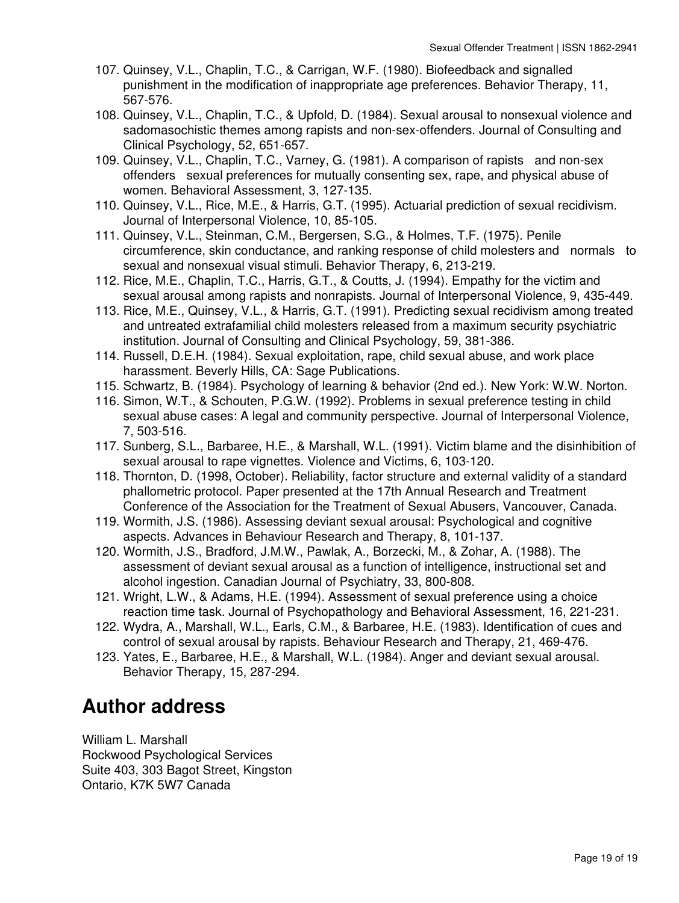107. Quinsey, V.L., Chaplin, T.C., & Carrigan, W.F. (1980). Biofeedback and signalled punishment in the modification of inappropriate age preferences. Behavior Therapy, 11, 567-576.
108. Quinsey, V.L., Chaplin, T.C., & Upfold, D. (1984). Sexual arousal to nonsexual violence and sadomasochistic themes among rapists and non-sex-offenders. Journal of Consulting and Clinical Psychology, 52, 651-657.
109. Quinsey, V.L., Chaplin, T.C., Varney, G. (1981). A comparison of rapists and non-sex offenders sexual preferences for mutually consenting sex, rape, and physical abuse of women. Behavioral Assessment, 3, 127-135.
110. Quinsey, V.L., Rice, M.E., & Harris, G.T. (1995). Actuarial prediction of sexual recidivism. Journal of Interpersonal Violence, 10, 85-105.
111. Quinsey, V.L., Steinman, C.M., Bergersen, S.G., & Holmes, T.F. (1975). Penile circumference, skin conductance, and ranking response of child molesters and normals to sexual and nonsexual visual stimuli. Behavior Therapy, 6, 213-219.
112. Rice, M.E., Chaplin, T.C., Harris, G.T., & Coutts, J. (1994). Empathy for the victim and sexual arousal among rapists and nonrapists. Journal of Interpersonal Violence, 9, 435-449.
113. Rice, M.E., Quinsey, V.L., & Harris, G.T. (1991). Predicting sexual recidivism among treated and untreated extrafamilial child molesters released from a maximum security psychiatric institution. Journal of Consulting and Clinical Psychology, 59, 381-386.
114. Russell, D.E.H. (1984). Sexual exploitation, rape, child sexual abuse, and work place harassment. Beverly Hills, CA: Sage Publications.
115. Schwartz, B. (1984). Psychology of learning & behavior (2nd ed.). New York: W.W. Norton.
116. Simon, W.T., & Schouten, P.G.W. (1992). Problems in sexual preference testing in child sexual abuse cases: A legal and community perspective. Journal of Interpersonal Violence, 7, 503-516.
117. Sunberg, S.L., Barbaree, H.E., & Marshall, W.L. (1991). Victim blame and the disinhibition of sexual arousal to rape vignettes. Violence and Victims, 6, 103-120.
118. Thornton, D. (1998, October). Reliability, factor structure and external validity of a standard phallometric protocol. Paper presented at the 17th Annual Research and Treatment Conference of the Association for the Treatment of Sexual Abusers, Vancouver, Canada.
119. Wormith, J.S. (1986). Assessing deviant sexual arousal: Psychological and cognitive aspects. Advances in Behaviour Research and Therapy, 8, 101-137.
120. Wormith, J.S., Bradford, J.M.W., Pawlak, A., Borzecki, M., & Zohar, A. (1988). The assessment of deviant sexual arousal as a function of intelligence, instructional set and alcohol ingestion. Canadian Journal of Psychiatry, 33, 800-808.
121. Wright, L.W., & Adams, H.E. (1994). Assessment of sexual preference using a choice reaction time task. Journal of Psychopathology and Behavioral Assessment, 16, 221-231.
122. Wydra, A., Marshall, W.L., Earls, C.M., & Barbaree, H.E. (1983). Identification of cues and control of sexual arousal by rapists. Behaviour Research and Therapy, 21, 469-476.
123. Yates, E., Barbaree, H.E., & Marshall, W.L. (1984). Anger and deviant sexual arousal. Behavior Therapy, 15, 287-294.

# Author address

William L. Marshall
Rockwood Psychological Services
Suite 403, 303 Bagot Street, Kingston
Ontario, K7K 5W7 Canada